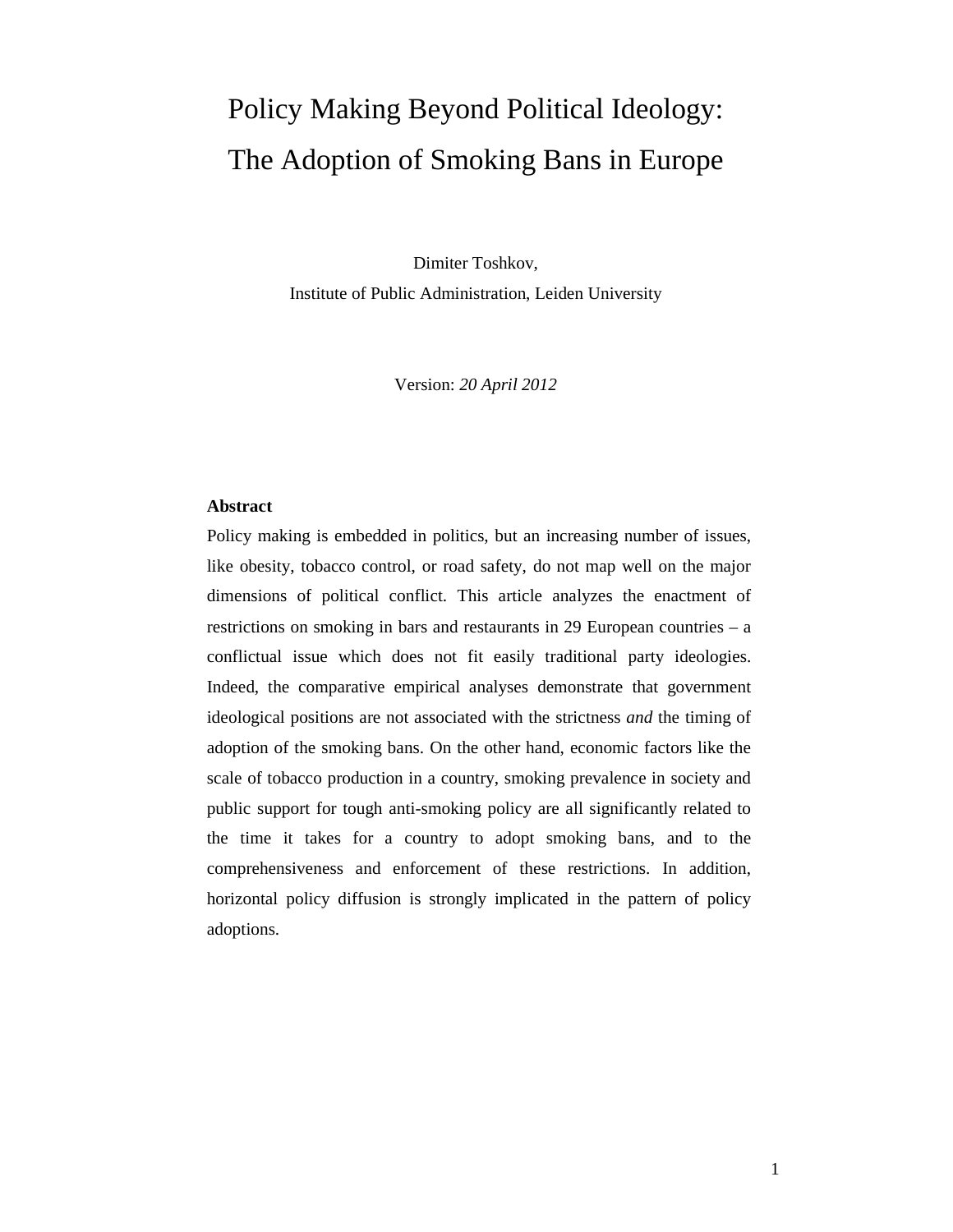# Policy Making Beyond Political Ideology: The Adoption of Smoking Bans in Europe

Dimiter Toshkov,

Institute of Public Administration, Leiden University

Version: *20 April 2012*

**Abstract**

Policy making is embedded in politics, but an increasing number of issues, like obesity, tobacco control, or road safety, do not map well on the major dimensions of political conflict. This article analyzes the enactment of restrictions on smoking in bars and restaurants in 29 European countries – a conflictual issue which does not fit easily traditional party ideologies. Indeed, the comparative empirical analyses demonstrate that government ideological positions are not associated with the strictness *and* the timing of adoption of the smoking bans. On the other hand, economic factors like the scale of tobacco production in a country, smoking prevalence in society and public support for tough anti-smoking policy are all significantly related to the time it takes for a country to adopt smoking bans, and to the comprehensiveness and enforcement of these restrictions. In addition, horizontal policy diffusion is strongly implicated in the pattern of policy adoptions.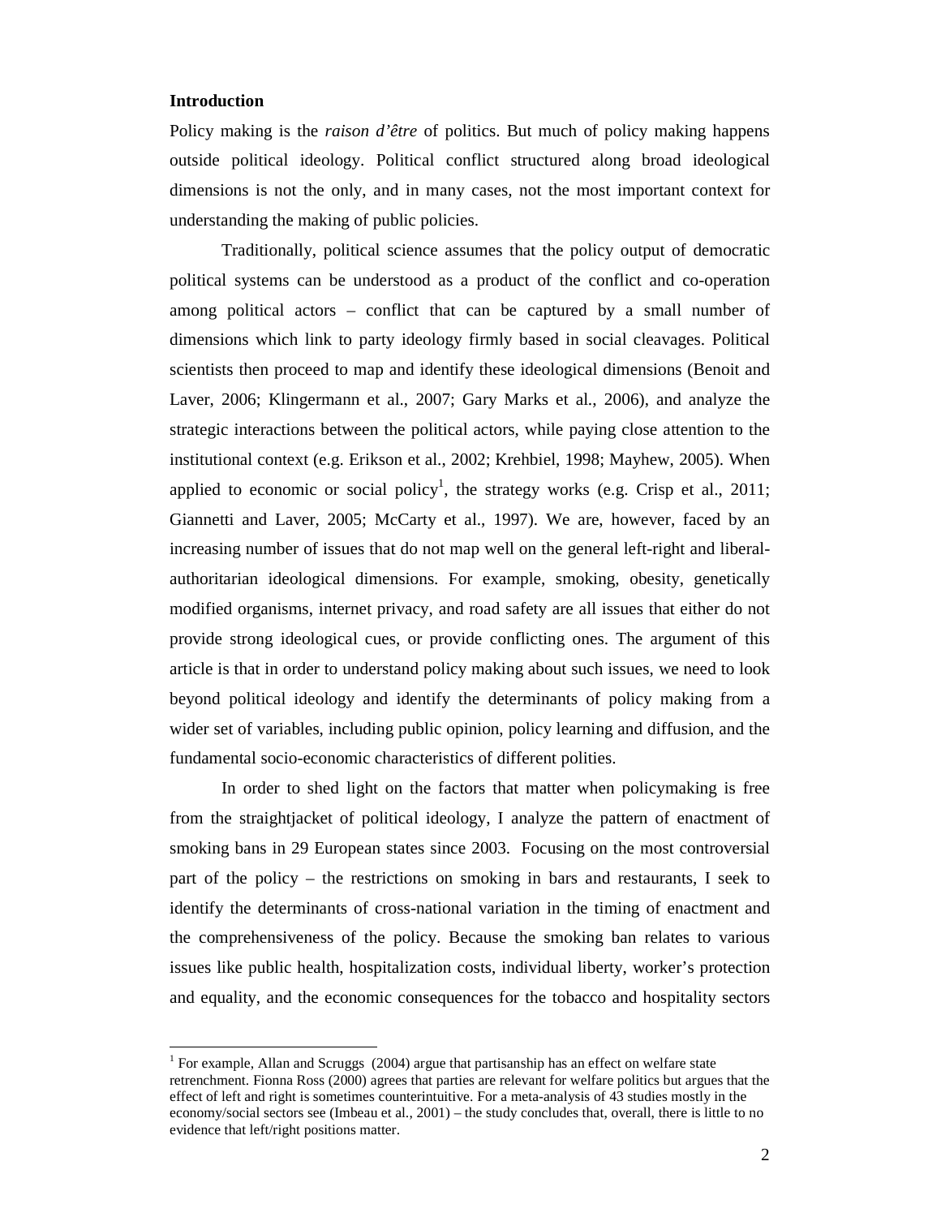**Introduction**

Policy making is the *raison d'être* of politics. But much of policy making happens outside political ideology. Political conflict structured along broad ideological dimensions is not the only, and in many cases, not the most important context for understanding the making of public policies.

Traditionally, political science assumes that the policy output of democratic political systems can be understood as a product of the conflict and co-operation among political actors – conflict that can be captured by a small number of dimensions which link to party ideology firmly based in social cleavages. Political scientists then proceed to map and identify these ideological dimensions (Benoit and Laver, 2006; Klingermann et al., 2007; Gary Marks et al., 2006), and analyze the strategic interactions between the political actors, while paying close attention to the institutional context (e.g. Erikson et al., 2002; Krehbiel, 1998; Mayhew, 2005). When applied to economic or social policy[1], the strategy works (e.g. Crisp et al., 2011; Giannetti and Laver, 2005; McCarty et al., 1997). We are, however, faced by an increasing number of issues that do not map well on the general left-right and liberal-authoritarian ideological dimensions. For example, smoking, obesity, genetically modified organisms, internet privacy, and road safety are all issues that either do not provide strong ideological cues, or provide conflicting ones. The argument of this article is that in order to understand policy making about such issues, we need to look beyond political ideology and identify the determinants of policy making from a wider set of variables, including public opinion, policy learning and diffusion, and the fundamental socio-economic characteristics of different polities.

In order to shed light on the factors that matter when policymaking is free from the straightjacket of political ideology, I analyze the pattern of enactment of smoking bans in 29 European states since 2003. Focusing on the most controversial part of the policy – the restrictions on smoking in bars and restaurants, I seek to identify the determinants of cross-national variation in the timing of enactment and the comprehensiveness of the policy. Because the smoking ban relates to various issues like public health, hospitalization costs, individual liberty, worker's protection and equality, and the economic consequences for the tobacco and hospitality sectors

---

[1] For example, Allan and Scruggs (2004) argue that partisanship has an effect on welfare state retrenchment. Fionna Ross (2000) agrees that parties are relevant for welfare politics but argues that the effect of left and right is sometimes counterintuitive. For a meta-analysis of 43 studies mostly in the economy/social sectors see (Imbeau et al., 2001) – the study concludes that, overall, there is little to no evidence that left/right positions matter.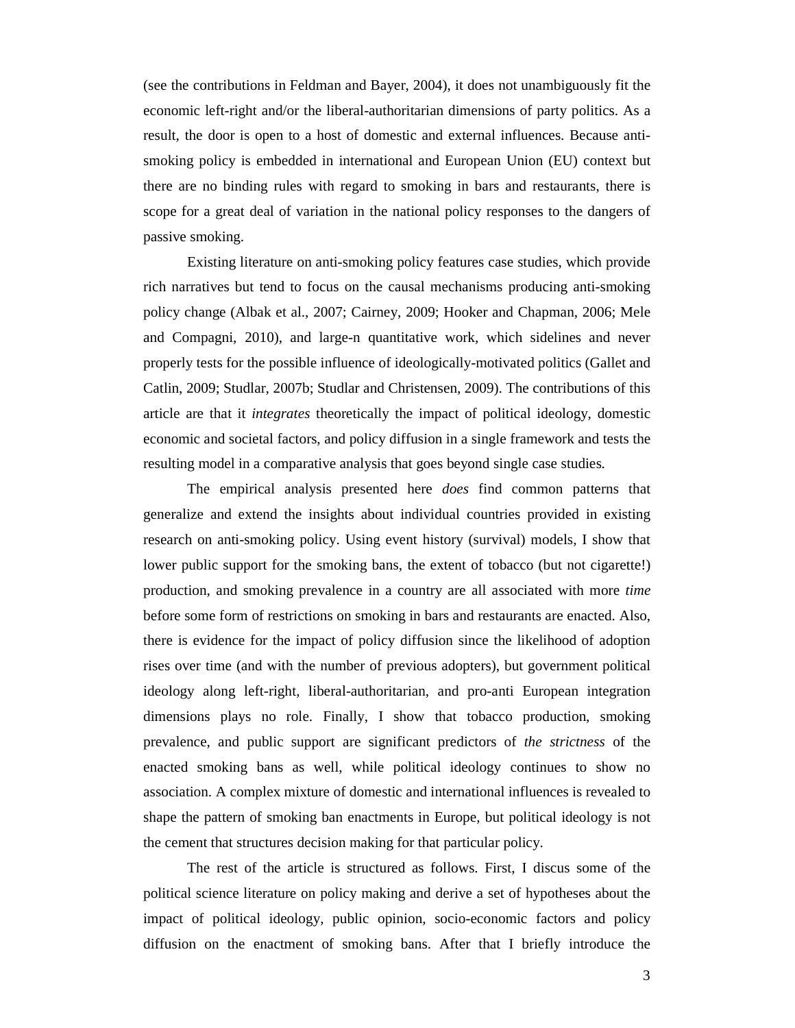(see the contributions in Feldman and Bayer, 2004), it does not unambiguously fit the economic left-right and/or the liberal-authoritarian dimensions of party politics. As a result, the door is open to a host of domestic and external influences. Because anti-smoking policy is embedded in international and European Union (EU) context but there are no binding rules with regard to smoking in bars and restaurants, there is scope for a great deal of variation in the national policy responses to the dangers of passive smoking.

Existing literature on anti-smoking policy features case studies, which provide rich narratives but tend to focus on the causal mechanisms producing anti-smoking policy change (Albak et al., 2007; Cairney, 2009; Hooker and Chapman, 2006; Mele and Compagni, 2010), and large-n quantitative work, which sidelines and never properly tests for the possible influence of ideologically-motivated politics (Gallet and Catlin, 2009; Studlar, 2007b; Studlar and Christensen, 2009). The contributions of this article are that it *integrates* theoretically the impact of political ideology, domestic economic and societal factors, and policy diffusion in a single framework and tests the resulting model in a comparative analysis that goes beyond single case studies.

The empirical analysis presented here *does* find common patterns that generalize and extend the insights about individual countries provided in existing research on anti-smoking policy. Using event history (survival) models, I show that lower public support for the smoking bans, the extent of tobacco (but not cigarette!) production, and smoking prevalence in a country are all associated with more *time* before some form of restrictions on smoking in bars and restaurants are enacted. Also, there is evidence for the impact of policy diffusion since the likelihood of adoption rises over time (and with the number of previous adopters), but government political ideology along left-right, liberal-authoritarian, and pro-anti European integration dimensions plays no role. Finally, I show that tobacco production, smoking prevalence, and public support are significant predictors of *the strictness* of the enacted smoking bans as well, while political ideology continues to show no association. A complex mixture of domestic and international influences is revealed to shape the pattern of smoking ban enactments in Europe, but political ideology is not the cement that structures decision making for that particular policy.

The rest of the article is structured as follows. First, I discus some of the political science literature on policy making and derive a set of hypotheses about the impact of political ideology, public opinion, socio-economic factors and policy diffusion on the enactment of smoking bans. After that I briefly introduce the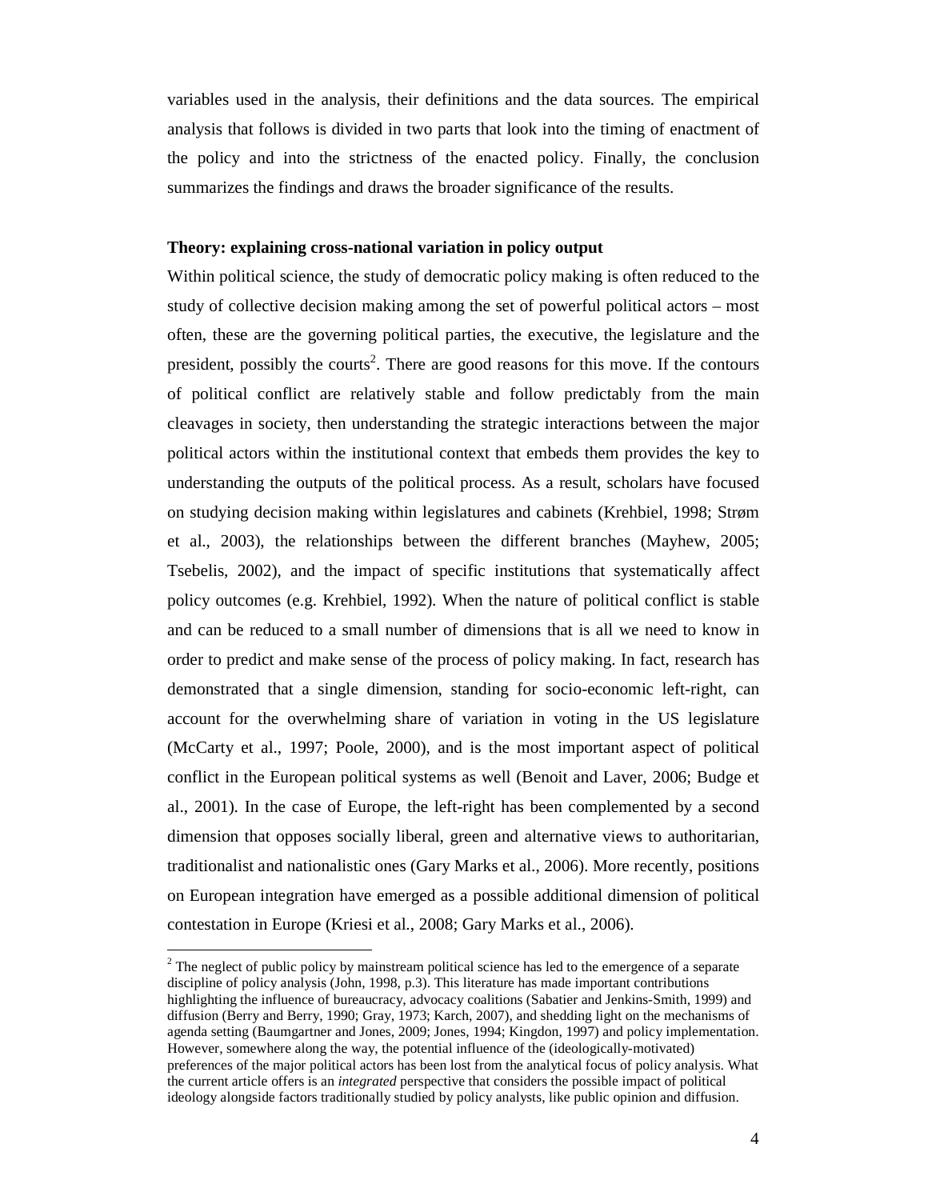variables used in the analysis, their definitions and the data sources. The empirical analysis that follows is divided in two parts that look into the timing of enactment of the policy and into the strictness of the enacted policy. Finally, the conclusion summarizes the findings and draws the broader significance of the results.

**Theory: explaining cross-national variation in policy output**

Within political science, the study of democratic policy making is often reduced to the study of collective decision making among the set of powerful political actors – most often, these are the governing political parties, the executive, the legislature and the president, possibly the courts[2]. There are good reasons for this move. If the contours of political conflict are relatively stable and follow predictably from the main cleavages in society, then understanding the strategic interactions between the major political actors within the institutional context that embeds them provides the key to understanding the outputs of the political process. As a result, scholars have focused on studying decision making within legislatures and cabinets (Krehbiel, 1998; Strøm et al., 2003), the relationships between the different branches (Mayhew, 2005; Tsebelis, 2002), and the impact of specific institutions that systematically affect policy outcomes (e.g. Krehbiel, 1992). When the nature of political conflict is stable and can be reduced to a small number of dimensions that is all we need to know in order to predict and make sense of the process of policy making. In fact, research has demonstrated that a single dimension, standing for socio-economic left-right, can account for the overwhelming share of variation in voting in the US legislature (McCarty et al., 1997; Poole, 2000), and is the most important aspect of political conflict in the European political systems as well (Benoit and Laver, 2006; Budge et al., 2001). In the case of Europe, the left-right has been complemented by a second dimension that opposes socially liberal, green and alternative views to authoritarian, traditionalist and nationalistic ones (Gary Marks et al., 2006). More recently, positions on European integration have emerged as a possible additional dimension of political contestation in Europe (Kriesi et al., 2008; Gary Marks et al., 2006).

[2] The neglect of public policy by mainstream political science has led to the emergence of a separate discipline of policy analysis (John, 1998, p.3). This literature has made important contributions highlighting the influence of bureaucracy, advocacy coalitions (Sabatier and Jenkins-Smith, 1999) and diffusion (Berry and Berry, 1990; Gray, 1973; Karch, 2007), and shedding light on the mechanisms of agenda setting (Baumgartner and Jones, 2009; Jones, 1994; Kingdon, 1997) and policy implementation. However, somewhere along the way, the potential influence of the (ideologically-motivated) preferences of the major political actors has been lost from the analytical focus of policy analysis. What the current article offers is an *integrated* perspective that considers the possible impact of political ideology alongside factors traditionally studied by policy analysts, like public opinion and diffusion.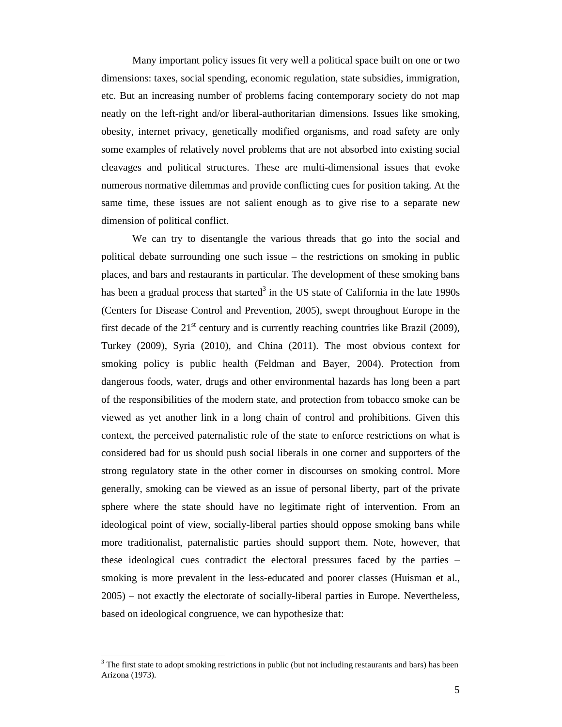Many important policy issues fit very well a political space built on one or two dimensions: taxes, social spending, economic regulation, state subsidies, immigration, etc. But an increasing number of problems facing contemporary society do not map neatly on the left-right and/or liberal-authoritarian dimensions. Issues like smoking, obesity, internet privacy, genetically modified organisms, and road safety are only some examples of relatively novel problems that are not absorbed into existing social cleavages and political structures. These are multi-dimensional issues that evoke numerous normative dilemmas and provide conflicting cues for position taking. At the same time, these issues are not salient enough as to give rise to a separate new dimension of political conflict.

We can try to disentangle the various threads that go into the social and political debate surrounding one such issue – the restrictions on smoking in public places, and bars and restaurants in particular. The development of these smoking bans has been a gradual process that started[3] in the US state of California in the late 1990s (Centers for Disease Control and Prevention, 2005), swept throughout Europe in the first decade of the 21st century and is currently reaching countries like Brazil (2009), Turkey (2009), Syria (2010), and China (2011). The most obvious context for smoking policy is public health (Feldman and Bayer, 2004). Protection from dangerous foods, water, drugs and other environmental hazards has long been a part of the responsibilities of the modern state, and protection from tobacco smoke can be viewed as yet another link in a long chain of control and prohibitions. Given this context, the perceived paternalistic role of the state to enforce restrictions on what is considered bad for us should push social liberals in one corner and supporters of the strong regulatory state in the other corner in discourses on smoking control. More generally, smoking can be viewed as an issue of personal liberty, part of the private sphere where the state should have no legitimate right of intervention. From an ideological point of view, socially-liberal parties should oppose smoking bans while more traditionalist, paternalistic parties should support them. Note, however, that these ideological cues contradict the electoral pressures faced by the parties – smoking is more prevalent in the less-educated and poorer classes (Huisman et al., 2005) – not exactly the electorate of socially-liberal parties in Europe. Nevertheless, based on ideological congruence, we can hypothesize that:

[3] The first state to adopt smoking restrictions in public (but not including restaurants and bars) has been Arizona (1973).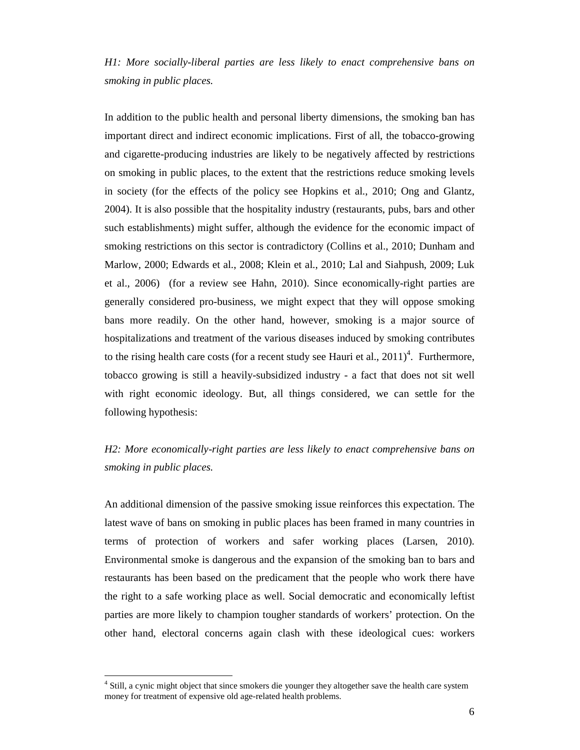*H1: More socially-liberal parties are less likely to enact comprehensive bans on smoking in public places.*

In addition to the public health and personal liberty dimensions, the smoking ban has important direct and indirect economic implications. First of all, the tobacco-growing and cigarette-producing industries are likely to be negatively affected by restrictions on smoking in public places, to the extent that the restrictions reduce smoking levels in society (for the effects of the policy see Hopkins et al., 2010; Ong and Glantz, 2004). It is also possible that the hospitality industry (restaurants, pubs, bars and other such establishments) might suffer, although the evidence for the economic impact of smoking restrictions on this sector is contradictory (Collins et al., 2010; Dunham and Marlow, 2000; Edwards et al., 2008; Klein et al., 2010; Lal and Siahpush, 2009; Luk et al., 2006) (for a review see Hahn, 2010). Since economically-right parties are generally considered pro-business, we might expect that they will oppose smoking bans more readily. On the other hand, however, smoking is a major source of hospitalizations and treatment of the various diseases induced by smoking contributes to the rising health care costs (for a recent study see Hauri et al., 2011)[4]. Furthermore, tobacco growing is still a heavily-subsidized industry - a fact that does not sit well with right economic ideology. But, all things considered, we can settle for the following hypothesis:

*H2: More economically-right parties are less likely to enact comprehensive bans on smoking in public places.*

An additional dimension of the passive smoking issue reinforces this expectation. The latest wave of bans on smoking in public places has been framed in many countries in terms of protection of workers and safer working places (Larsen, 2010). Environmental smoke is dangerous and the expansion of the smoking ban to bars and restaurants has been based on the predicament that the people who work there have the right to a safe working place as well. Social democratic and economically leftist parties are more likely to champion tougher standards of workers' protection. On the other hand, electoral concerns again clash with these ideological cues: workers

[4] Still, a cynic might object that since smokers die younger they altogether save the health care system money for treatment of expensive old age-related health problems.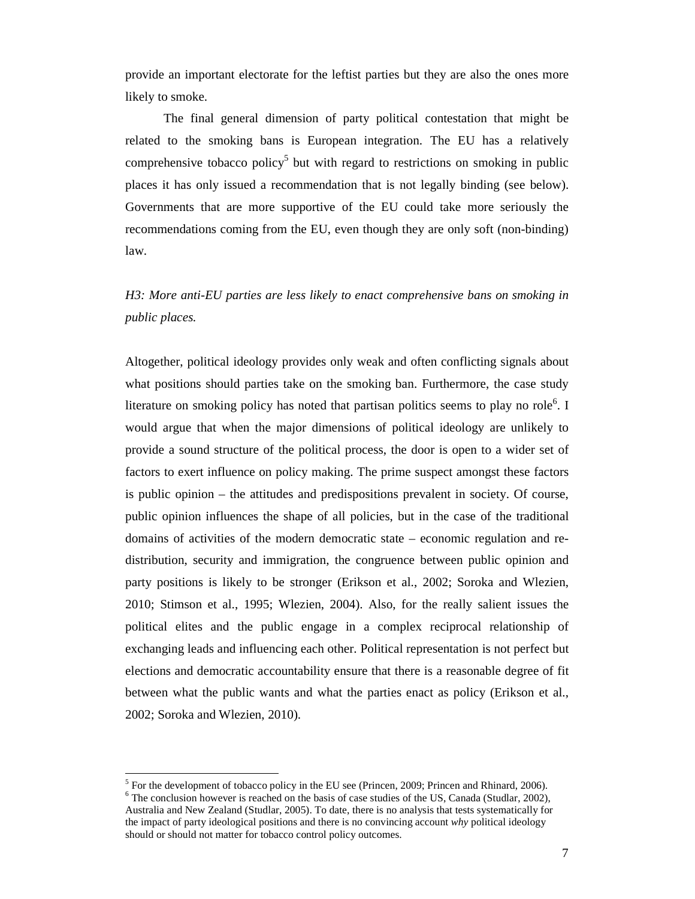provide an important electorate for the leftist parties but they are also the ones more likely to smoke.

The final general dimension of party political contestation that might be related to the smoking bans is European integration. The EU has a relatively comprehensive tobacco policy[5] but with regard to restrictions on smoking in public places it has only issued a recommendation that is not legally binding (see below). Governments that are more supportive of the EU could take more seriously the recommendations coming from the EU, even though they are only soft (non-binding) law.

*H3: More anti-EU parties are less likely to enact comprehensive bans on smoking in public places.*

Altogether, political ideology provides only weak and often conflicting signals about what positions should parties take on the smoking ban. Furthermore, the case study literature on smoking policy has noted that partisan politics seems to play no role[6]. I would argue that when the major dimensions of political ideology are unlikely to provide a sound structure of the political process, the door is open to a wider set of factors to exert influence on policy making. The prime suspect amongst these factors is public opinion – the attitudes and predispositions prevalent in society. Of course, public opinion influences the shape of all policies, but in the case of the traditional domains of activities of the modern democratic state – economic regulation and re-distribution, security and immigration, the congruence between public opinion and party positions is likely to be stronger (Erikson et al., 2002; Soroka and Wlezien, 2010; Stimson et al., 1995; Wlezien, 2004). Also, for the really salient issues the political elites and the public engage in a complex reciprocal relationship of exchanging leads and influencing each other. Political representation is not perfect but elections and democratic accountability ensure that there is a reasonable degree of fit between what the public wants and what the parties enact as policy (Erikson et al., 2002; Soroka and Wlezien, 2010).

---

[5] For the development of tobacco policy in the EU see (Princen, 2009; Princen and Rhinard, 2006).

[6] The conclusion however is reached on the basis of case studies of the US, Canada (Studlar, 2002), Australia and New Zealand (Studlar, 2005). To date, there is no analysis that tests systematically for the impact of party ideological positions and there is no convincing account *why* political ideology should or should not matter for tobacco control policy outcomes.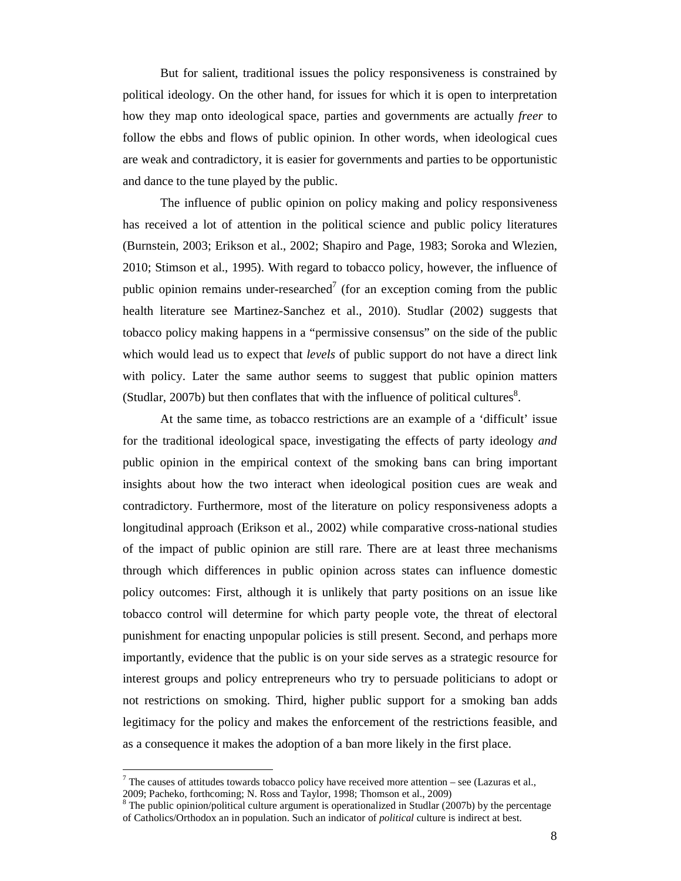But for salient, traditional issues the policy responsiveness is constrained by political ideology. On the other hand, for issues for which it is open to interpretation how they map onto ideological space, parties and governments are actually *freer* to follow the ebbs and flows of public opinion. In other words, when ideological cues are weak and contradictory, it is easier for governments and parties to be opportunistic and dance to the tune played by the public.

The influence of public opinion on policy making and policy responsiveness has received a lot of attention in the political science and public policy literatures (Burnstein, 2003; Erikson et al., 2002; Shapiro and Page, 1983; Soroka and Wlezien, 2010; Stimson et al., 1995). With regard to tobacco policy, however, the influence of public opinion remains under-researched[7] (for an exception coming from the public health literature see Martinez-Sanchez et al., 2010). Studlar (2002) suggests that tobacco policy making happens in a "permissive consensus" on the side of the public which would lead us to expect that *levels* of public support do not have a direct link with policy. Later the same author seems to suggest that public opinion matters (Studlar, 2007b) but then conflates that with the influence of political cultures[8].

At the same time, as tobacco restrictions are an example of a 'difficult' issue for the traditional ideological space, investigating the effects of party ideology *and* public opinion in the empirical context of the smoking bans can bring important insights about how the two interact when ideological position cues are weak and contradictory. Furthermore, most of the literature on policy responsiveness adopts a longitudinal approach (Erikson et al., 2002) while comparative cross-national studies of the impact of public opinion are still rare. There are at least three mechanisms through which differences in public opinion across states can influence domestic policy outcomes: First, although it is unlikely that party positions on an issue like tobacco control will determine for which party people vote, the threat of electoral punishment for enacting unpopular policies is still present. Second, and perhaps more importantly, evidence that the public is on your side serves as a strategic resource for interest groups and policy entrepreneurs who try to persuade politicians to adopt or not restrictions on smoking. Third, higher public support for a smoking ban adds legitimacy for the policy and makes the enforcement of the restrictions feasible, and as a consequence it makes the adoption of a ban more likely in the first place.

---

[7] The causes of attitudes towards tobacco policy have received more attention – see (Lazuras et al., 2009; Pacheko, forthcoming; N. Ross and Taylor, 1998; Thomson et al., 2009)

[8] The public opinion/political culture argument is operationalized in Studlar (2007b) by the percentage of Catholics/Orthodox an in population. Such an indicator of *political* culture is indirect at best.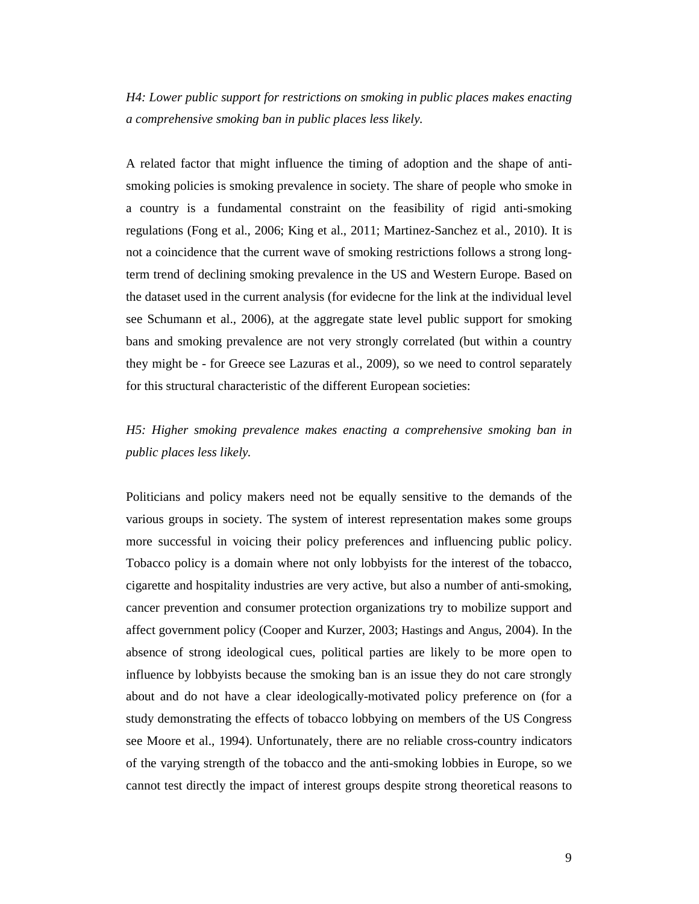*H4: Lower public support for restrictions on smoking in public places makes enacting a comprehensive smoking ban in public places less likely.*

A related factor that might influence the timing of adoption and the shape of anti-smoking policies is smoking prevalence in society. The share of people who smoke in a country is a fundamental constraint on the feasibility of rigid anti-smoking regulations (Fong et al., 2006; King et al., 2011; Martinez-Sanchez et al., 2010). It is not a coincidence that the current wave of smoking restrictions follows a strong long-term trend of declining smoking prevalence in the US and Western Europe. Based on the dataset used in the current analysis (for evidecne for the link at the individual level see Schumann et al., 2006), at the aggregate state level public support for smoking bans and smoking prevalence are not very strongly correlated (but within a country they might be - for Greece see Lazuras et al., 2009), so we need to control separately for this structural characteristic of the different European societies:

*H5: Higher smoking prevalence makes enacting a comprehensive smoking ban in public places less likely.*

Politicians and policy makers need not be equally sensitive to the demands of the various groups in society. The system of interest representation makes some groups more successful in voicing their policy preferences and influencing public policy. Tobacco policy is a domain where not only lobbyists for the interest of the tobacco, cigarette and hospitality industries are very active, but also a number of anti-smoking, cancer prevention and consumer protection organizations try to mobilize support and affect government policy (Cooper and Kurzer, 2003; Hastings and Angus, 2004). In the absence of strong ideological cues, political parties are likely to be more open to influence by lobbyists because the smoking ban is an issue they do not care strongly about and do not have a clear ideologically-motivated policy preference on (for a study demonstrating the effects of tobacco lobbying on members of the US Congress see Moore et al., 1994). Unfortunately, there are no reliable cross-country indicators of the varying strength of the tobacco and the anti-smoking lobbies in Europe, so we cannot test directly the impact of interest groups despite strong theoretical reasons to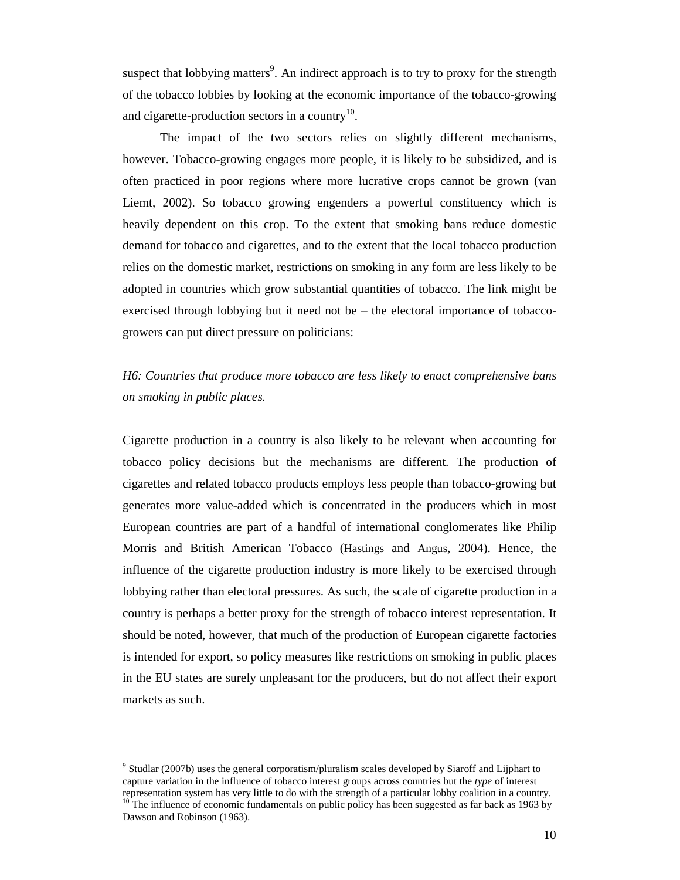suspect that lobbying matters[9]. An indirect approach is to try to proxy for the strength of the tobacco lobbies by looking at the economic importance of the tobacco-growing and cigarette-production sectors in a country[10].

The impact of the two sectors relies on slightly different mechanisms, however. Tobacco-growing engages more people, it is likely to be subsidized, and is often practiced in poor regions where more lucrative crops cannot be grown (van Liemt, 2002). So tobacco growing engenders a powerful constituency which is heavily dependent on this crop. To the extent that smoking bans reduce domestic demand for tobacco and cigarettes, and to the extent that the local tobacco production relies on the domestic market, restrictions on smoking in any form are less likely to be adopted in countries which grow substantial quantities of tobacco. The link might be exercised through lobbying but it need not be – the electoral importance of tobacco-growers can put direct pressure on politicians:

*H6: Countries that produce more tobacco are less likely to enact comprehensive bans on smoking in public places.*

Cigarette production in a country is also likely to be relevant when accounting for tobacco policy decisions but the mechanisms are different. The production of cigarettes and related tobacco products employs less people than tobacco-growing but generates more value-added which is concentrated in the producers which in most European countries are part of a handful of international conglomerates like Philip Morris and British American Tobacco (Hastings and Angus, 2004). Hence, the influence of the cigarette production industry is more likely to be exercised through lobbying rather than electoral pressures. As such, the scale of cigarette production in a country is perhaps a better proxy for the strength of tobacco interest representation. It should be noted, however, that much of the production of European cigarette factories is intended for export, so policy measures like restrictions on smoking in public places in the EU states are surely unpleasant for the producers, but do not affect their export markets as such.

---

[9] Studlar (2007b) uses the general corporatism/pluralism scales developed by Siaroff and Lijphart to capture variation in the influence of tobacco interest groups across countries but the *type* of interest representation system has very little to do with the strength of a particular lobby coalition in a country.

[10] The influence of economic fundamentals on public policy has been suggested as far back as 1963 by Dawson and Robinson (1963).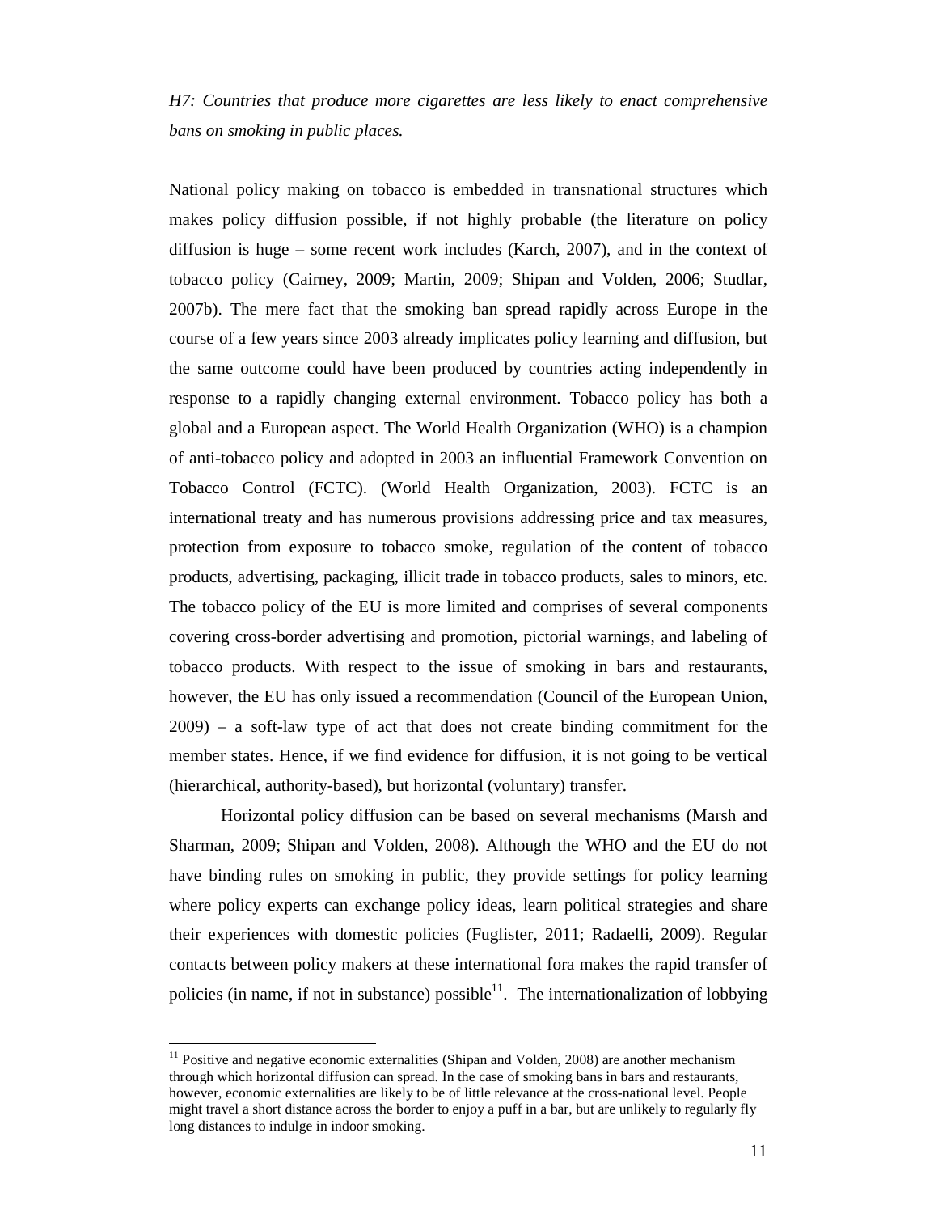*H7: Countries that produce more cigarettes are less likely to enact comprehensive bans on smoking in public places.*

National policy making on tobacco is embedded in transnational structures which makes policy diffusion possible, if not highly probable (the literature on policy diffusion is huge – some recent work includes (Karch, 2007), and in the context of tobacco policy (Cairney, 2009; Martin, 2009; Shipan and Volden, 2006; Studlar, 2007b). The mere fact that the smoking ban spread rapidly across Europe in the course of a few years since 2003 already implicates policy learning and diffusion, but the same outcome could have been produced by countries acting independently in response to a rapidly changing external environment. Tobacco policy has both a global and a European aspect. The World Health Organization (WHO) is a champion of anti-tobacco policy and adopted in 2003 an influential Framework Convention on Tobacco Control (FCTC). (World Health Organization, 2003). FCTC is an international treaty and has numerous provisions addressing price and tax measures, protection from exposure to tobacco smoke, regulation of the content of tobacco products, advertising, packaging, illicit trade in tobacco products, sales to minors, etc. The tobacco policy of the EU is more limited and comprises of several components covering cross-border advertising and promotion, pictorial warnings, and labeling of tobacco products. With respect to the issue of smoking in bars and restaurants, however, the EU has only issued a recommendation (Council of the European Union, 2009) – a soft-law type of act that does not create binding commitment for the member states. Hence, if we find evidence for diffusion, it is not going to be vertical (hierarchical, authority-based), but horizontal (voluntary) transfer.

Horizontal policy diffusion can be based on several mechanisms (Marsh and Sharman, 2009; Shipan and Volden, 2008). Although the WHO and the EU do not have binding rules on smoking in public, they provide settings for policy learning where policy experts can exchange policy ideas, learn political strategies and share their experiences with domestic policies (Fuglister, 2011; Radaelli, 2009). Regular contacts between policy makers at these international fora makes the rapid transfer of policies (in name, if not in substance) possible[11]. The internationalization of lobbying

[11] Positive and negative economic externalities (Shipan and Volden, 2008) are another mechanism through which horizontal diffusion can spread. In the case of smoking bans in bars and restaurants, however, economic externalities are likely to be of little relevance at the cross-national level. People might travel a short distance across the border to enjoy a puff in a bar, but are unlikely to regularly fly long distances to indulge in indoor smoking.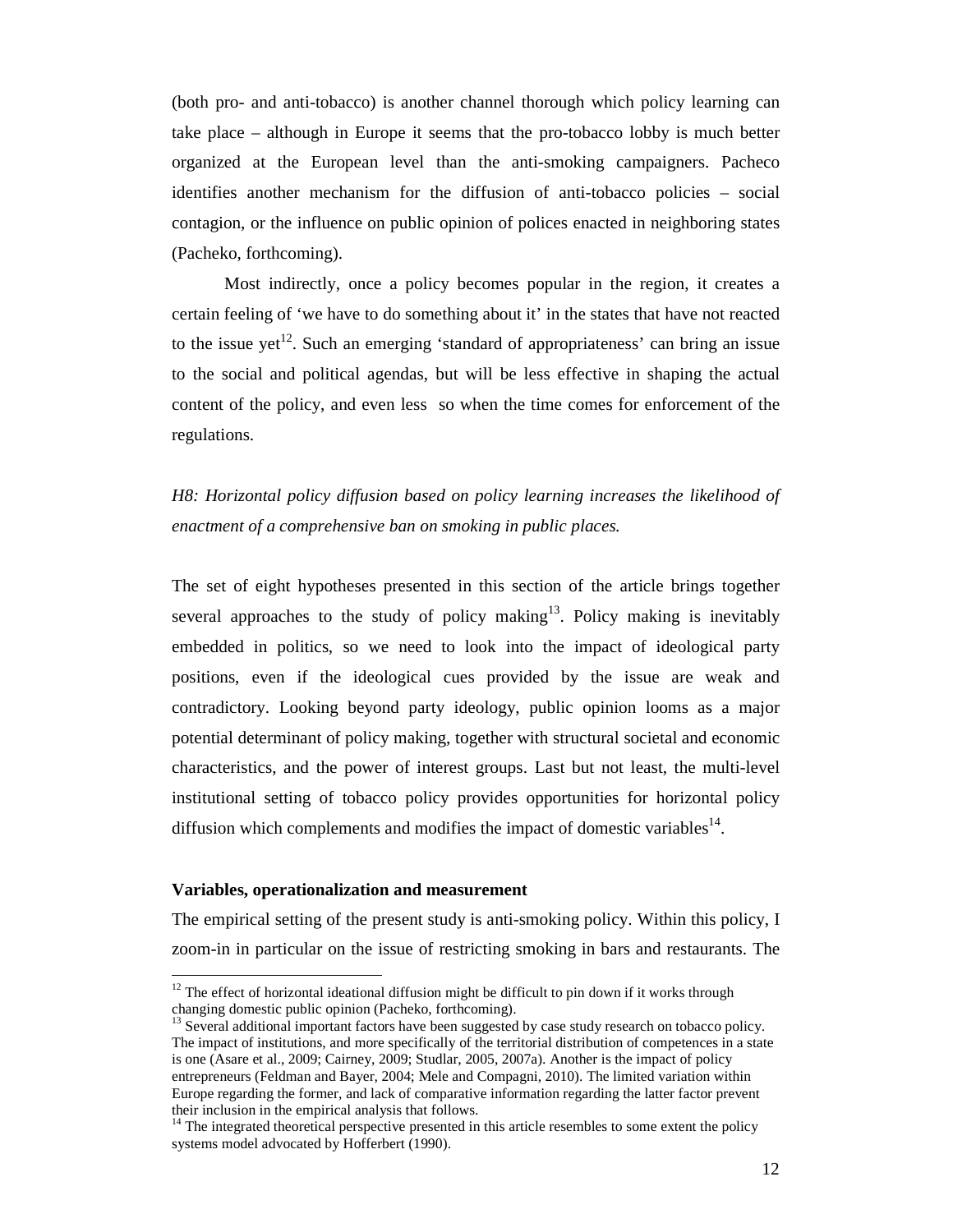(both pro- and anti-tobacco) is another channel thorough which policy learning can take place – although in Europe it seems that the pro-tobacco lobby is much better organized at the European level than the anti-smoking campaigners. Pacheco identifies another mechanism for the diffusion of anti-tobacco policies – social contagion, or the influence on public opinion of polices enacted in neighboring states (Pacheko, forthcoming).

Most indirectly, once a policy becomes popular in the region, it creates a certain feeling of 'we have to do something about it' in the states that have not reacted to the issue yet[12]. Such an emerging 'standard of appropriateness' can bring an issue to the social and political agendas, but will be less effective in shaping the actual content of the policy, and even less so when the time comes for enforcement of the regulations.

*H8: Horizontal policy diffusion based on policy learning increases the likelihood of enactment of a comprehensive ban on smoking in public places.*

The set of eight hypotheses presented in this section of the article brings together several approaches to the study of policy making[13]. Policy making is inevitably embedded in politics, so we need to look into the impact of ideological party positions, even if the ideological cues provided by the issue are weak and contradictory. Looking beyond party ideology, public opinion looms as a major potential determinant of policy making, together with structural societal and economic characteristics, and the power of interest groups. Last but not least, the multi-level institutional setting of tobacco policy provides opportunities for horizontal policy diffusion which complements and modifies the impact of domestic variables[14].

**Variables, operationalization and measurement**

The empirical setting of the present study is anti-smoking policy. Within this policy, I zoom-in in particular on the issue of restricting smoking in bars and restaurants. The

[12] The effect of horizontal ideational diffusion might be difficult to pin down if it works through changing domestic public opinion (Pacheko, forthcoming).

[13] Several additional important factors have been suggested by case study research on tobacco policy. The impact of institutions, and more specifically of the territorial distribution of competences in a state is one (Asare et al., 2009; Cairney, 2009; Studlar, 2005, 2007a). Another is the impact of policy entrepreneurs (Feldman and Bayer, 2004; Mele and Compagni, 2010). The limited variation within Europe regarding the former, and lack of comparative information regarding the latter factor prevent their inclusion in the empirical analysis that follows.

[14] The integrated theoretical perspective presented in this article resembles to some extent the policy systems model advocated by Hofferbert (1990).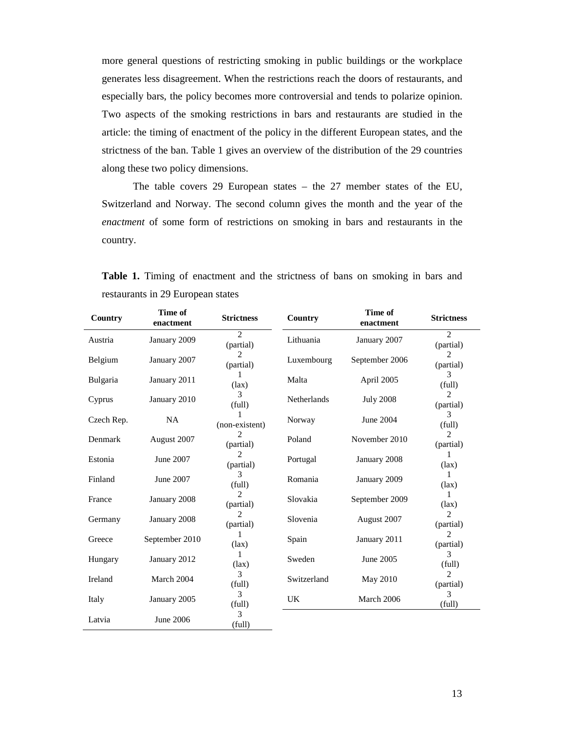more general questions of restricting smoking in public buildings or the workplace generates less disagreement. When the restrictions reach the doors of restaurants, and especially bars, the policy becomes more controversial and tends to polarize opinion. Two aspects of the smoking restrictions in bars and restaurants are studied in the article: the timing of enactment of the policy in the different European states, and the strictness of the ban. Table 1 gives an overview of the distribution of the 29 countries along these two policy dimensions.

The table covers 29 European states – the 27 member states of the EU, Switzerland and Norway. The second column gives the month and the year of the *enactment* of some form of restrictions on smoking in bars and restaurants in the country.

**Table 1.** Timing of enactment and the strictness of bans on smoking in bars and restaurants in 29 European states

| Country | Time of enactment | Strictness | Country | Time of enactment | Strictness |
|---|---|---|---|---|---|
| Austria | January 2009 | 2 (partial) | Lithuania | January 2007 | 2 (partial) |
| Belgium | January 2007 | 2 (partial) | Luxembourg | September 2006 | 2 (partial) |
| Bulgaria | January 2011 | 1 (lax) | Malta | April 2005 | 3 (full) |
| Cyprus | January 2010 | 3 (full) | Netherlands | July 2008 | 2 (partial) |
| Czech Rep. | NA | 1 (non-existent) | Norway | June 2004 | 3 (full) |
| Denmark | August 2007 | 2 (partial) | Poland | November 2010 | 2 (partial) |
| Estonia | June 2007 | 2 (partial) | Portugal | January 2008 | 1 (lax) |
| Finland | June 2007 | 3 (full) | Romania | January 2009 | 1 (lax) |
| France | January 2008 | 2 (partial) | Slovakia | September 2009 | 1 (lax) |
| Germany | January 2008 | 2 (partial) | Slovenia | August 2007 | 2 (partial) |
| Greece | September 2010 | 1 (lax) | Spain | January 2011 | 2 (partial) |
| Hungary | January 2012 | 1 (lax) | Sweden | June 2005 | 3 (full) |
| Ireland | March 2004 | 3 (full) | Switzerland | May 2010 | 2 (partial) |
| Italy | January 2005 | 3 (full) | UK | March 2006 | 3 (full) |
| Latvia | June 2006 | 3 (full) | | | |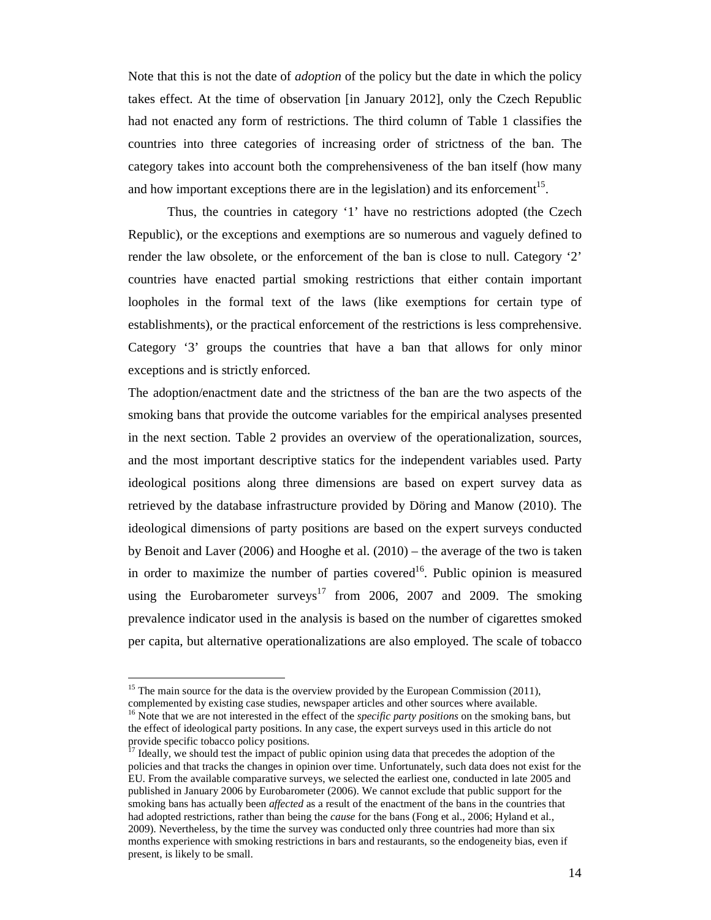Note that this is not the date of *adoption* of the policy but the date in which the policy takes effect. At the time of observation [in January 2012], only the Czech Republic had not enacted any form of restrictions. The third column of Table 1 classifies the countries into three categories of increasing order of strictness of the ban. The category takes into account both the comprehensiveness of the ban itself (how many and how important exceptions there are in the legislation) and its enforcement[15].

Thus, the countries in category '1' have no restrictions adopted (the Czech Republic), or the exceptions and exemptions are so numerous and vaguely defined to render the law obsolete, or the enforcement of the ban is close to null. Category '2' countries have enacted partial smoking restrictions that either contain important loopholes in the formal text of the laws (like exemptions for certain type of establishments), or the practical enforcement of the restrictions is less comprehensive. Category '3' groups the countries that have a ban that allows for only minor exceptions and is strictly enforced.

The adoption/enactment date and the strictness of the ban are the two aspects of the smoking bans that provide the outcome variables for the empirical analyses presented in the next section. Table 2 provides an overview of the operationalization, sources, and the most important descriptive statics for the independent variables used. Party ideological positions along three dimensions are based on expert survey data as retrieved by the database infrastructure provided by Döring and Manow (2010). The ideological dimensions of party positions are based on the expert surveys conducted by Benoit and Laver (2006) and Hooghe et al. (2010) – the average of the two is taken in order to maximize the number of parties covered[16]. Public opinion is measured using the Eurobarometer surveys[17] from 2006, 2007 and 2009. The smoking prevalence indicator used in the analysis is based on the number of cigarettes smoked per capita, but alternative operationalizations are also employed. The scale of tobacco

---

[15] The main source for the data is the overview provided by the European Commission (2011), complemented by existing case studies, newspaper articles and other sources where available.

[16] Note that we are not interested in the effect of the *specific party positions* on the smoking bans, but the effect of ideological party positions. In any case, the expert surveys used in this article do not provide specific tobacco policy positions.

[17] Ideally, we should test the impact of public opinion using data that precedes the adoption of the policies and that tracks the changes in opinion over time. Unfortunately, such data does not exist for the EU. From the available comparative surveys, we selected the earliest one, conducted in late 2005 and published in January 2006 by Eurobarometer (2006). We cannot exclude that public support for the smoking bans has actually been *affected* as a result of the enactment of the bans in the countries that had adopted restrictions, rather than being the *cause* for the bans (Fong et al., 2006; Hyland et al., 2009). Nevertheless, by the time the survey was conducted only three countries had more than six months experience with smoking restrictions in bars and restaurants, so the endogeneity bias, even if present, is likely to be small.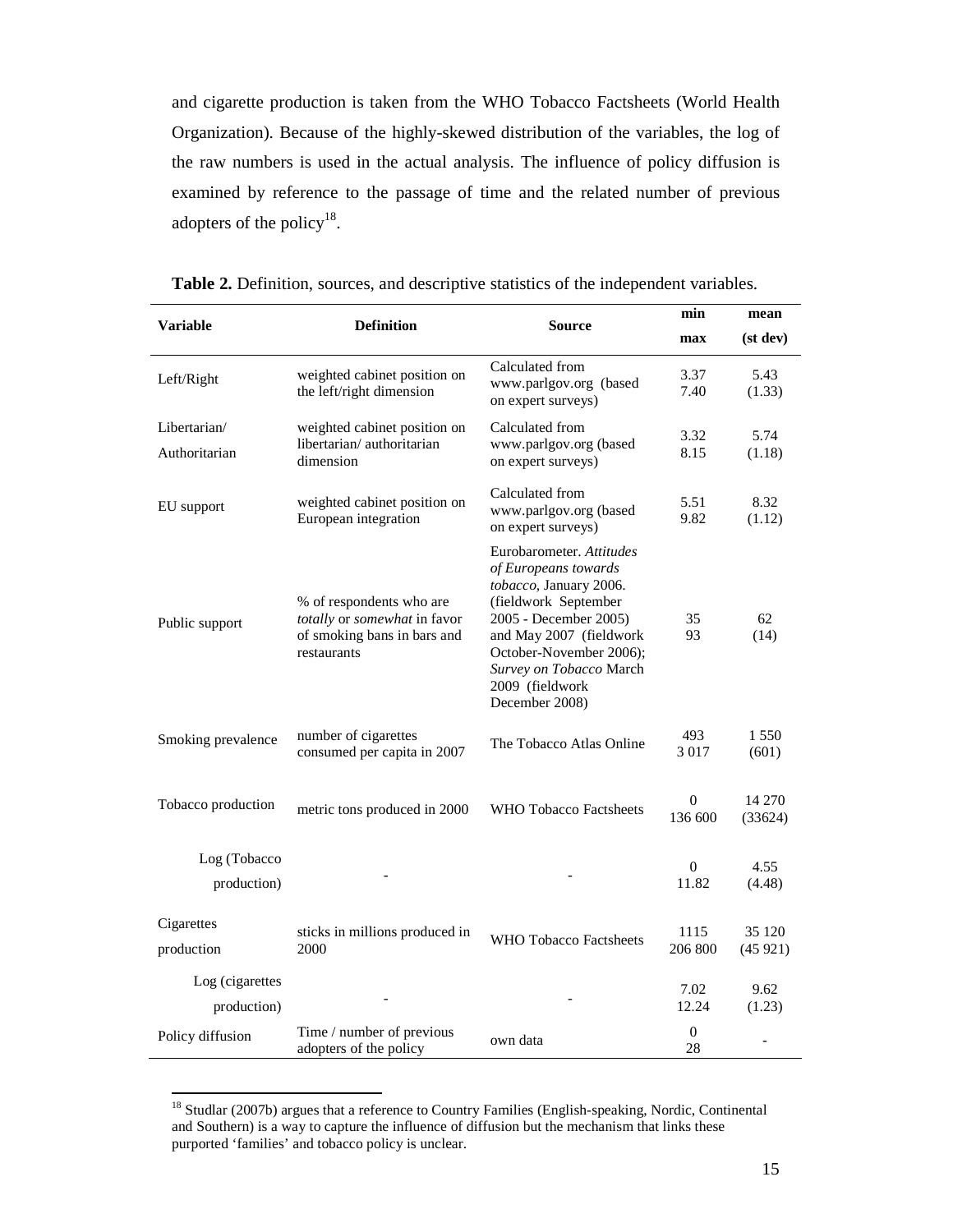and cigarette production is taken from the WHO Tobacco Factsheets (World Health Organization). Because of the highly-skewed distribution of the variables, the log of the raw numbers is used in the actual analysis. The influence of policy diffusion is examined by reference to the passage of time and the related number of previous adopters of the policy[18].

**Table 2.** Definition, sources, and descriptive statistics of the independent variables.

| Variable | Definition | Source | min / max | mean (st dev) |
|---|---|---|---|---|
| Left/Right | weighted cabinet position on the left/right dimension | Calculated from www.parlgov.org (based on expert surveys) | 3.37 / 7.40 | 5.43 (1.33) |
| Libertarian/ Authoritarian | weighted cabinet position on libertarian/ authoritarian dimension | Calculated from www.parlgov.org (based on expert surveys) | 3.32 / 8.15 | 5.74 (1.18) |
| EU support | weighted cabinet position on European integration | Calculated from www.parlgov.org (based on expert surveys) | 5.51 / 9.82 | 8.32 (1.12) |
| Public support | % of respondents who are *totally* or *somewhat* in favor of smoking bans in bars and restaurants | Eurobarometer. *Attitudes of Europeans towards tobacco*, January 2006. (fieldwork September 2005 - December 2005) and May 2007 (fieldwork October-November 2006); *Survey on Tobacco* March 2009 (fieldwork December 2008) | 35 / 93 | 62 (14) |
| Smoking prevalence | number of cigarettes consumed per capita in 2007 | The Tobacco Atlas Online | 493 / 3 017 | 1 550 (601) |
| Tobacco production | metric tons produced in 2000 | WHO Tobacco Factsheets | 0 / 136 600 | 14 270 (33624) |
| Log (Tobacco production) | - | - | 0 / 11.82 | 4.55 (4.48) |
| Cigarettes production | sticks in millions produced in 2000 | WHO Tobacco Factsheets | 1115 / 206 800 | 35 120 (45 921) |
| Log (cigarettes production) | - | - | 7.02 / 12.24 | 9.62 (1.23) |
| Policy diffusion | Time / number of previous adopters of the policy | own data | 0 / 28 | - |

[18] Studlar (2007b) argues that a reference to Country Families (English-speaking, Nordic, Continental and Southern) is a way to capture the influence of diffusion but the mechanism that links these purported 'families' and tobacco policy is unclear.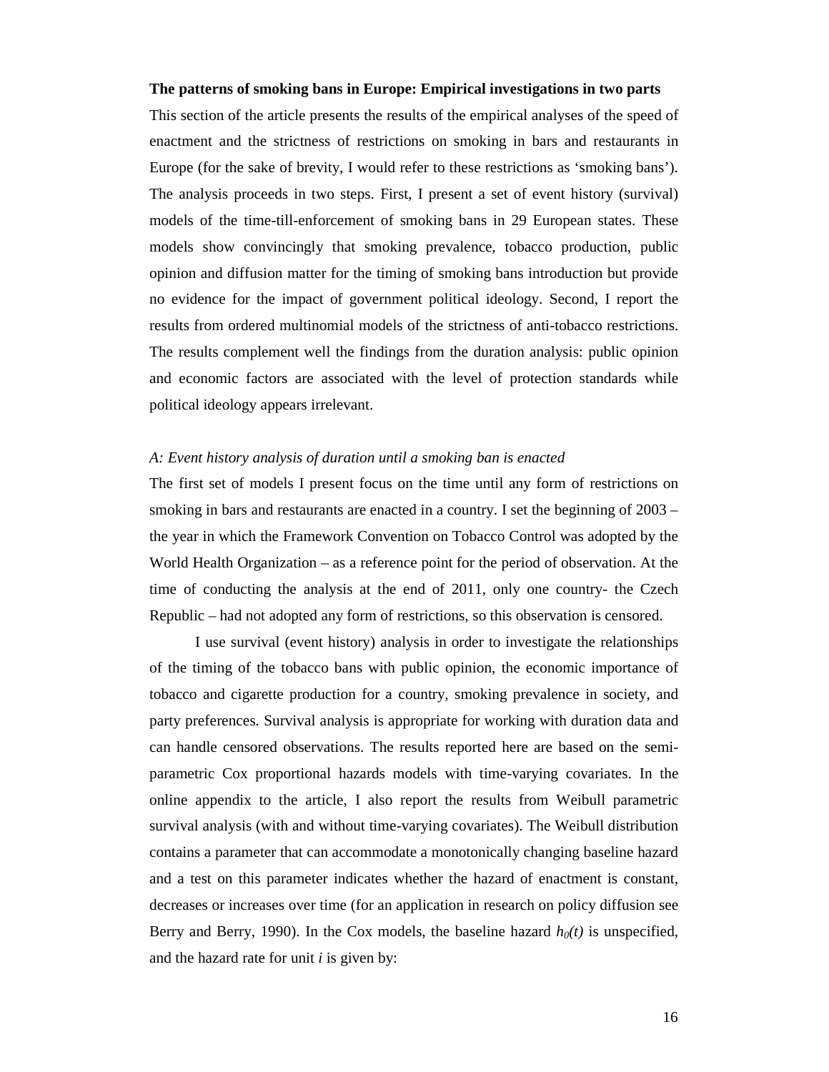**The patterns of smoking bans in Europe: Empirical investigations in two parts**

This section of the article presents the results of the empirical analyses of the speed of enactment and the strictness of restrictions on smoking in bars and restaurants in Europe (for the sake of brevity, I would refer to these restrictions as 'smoking bans'). The analysis proceeds in two steps. First, I present a set of event history (survival) models of the time-till-enforcement of smoking bans in 29 European states. These models show convincingly that smoking prevalence, tobacco production, public opinion and diffusion matter for the timing of smoking bans introduction but provide no evidence for the impact of government political ideology. Second, I report the results from ordered multinomial models of the strictness of anti-tobacco restrictions. The results complement well the findings from the duration analysis: public opinion and economic factors are associated with the level of protection standards while political ideology appears irrelevant.

*A: Event history analysis of duration until a smoking ban is enacted*

The first set of models I present focus on the time until any form of restrictions on smoking in bars and restaurants are enacted in a country. I set the beginning of 2003 – the year in which the Framework Convention on Tobacco Control was adopted by the World Health Organization – as a reference point for the period of observation. At the time of conducting the analysis at the end of 2011, only one country- the Czech Republic – had not adopted any form of restrictions, so this observation is censored.

I use survival (event history) analysis in order to investigate the relationships of the timing of the tobacco bans with public opinion, the economic importance of tobacco and cigarette production for a country, smoking prevalence in society, and party preferences. Survival analysis is appropriate for working with duration data and can handle censored observations. The results reported here are based on the semi-parametric Cox proportional hazards models with time-varying covariates. In the online appendix to the article, I also report the results from Weibull parametric survival analysis (with and without time-varying covariates). The Weibull distribution contains a parameter that can accommodate a monotonically changing baseline hazard and a test on this parameter indicates whether the hazard of enactment is constant, decreases or increases over time (for an application in research on policy diffusion see Berry and Berry, 1990). In the Cox models, the baseline hazard $h_0(t)$ is unspecified, and the hazard rate for unit $i$ is given by: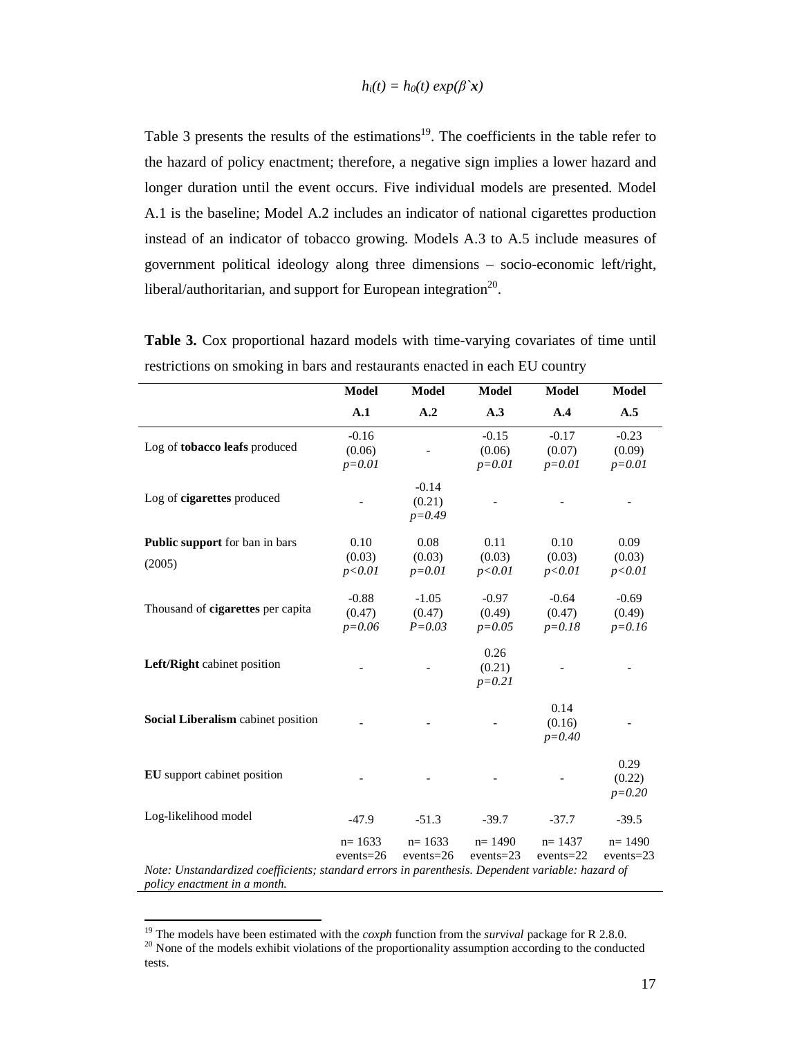$$h_i(t) = h_0(t) \exp(\beta`\mathbf{x})$$

Table 3 presents the results of the estimations[19]. The coefficients in the table refer to the hazard of policy enactment; therefore, a negative sign implies a lower hazard and longer duration until the event occurs. Five individual models are presented. Model A.1 is the baseline; Model A.2 includes an indicator of national cigarettes production instead of an indicator of tobacco growing. Models A.3 to A.5 include measures of government political ideology along three dimensions – socio-economic left/right, liberal/authoritarian, and support for European integration[20].

**Table 3.** Cox proportional hazard models with time-varying covariates of time until restrictions on smoking in bars and restaurants enacted in each EU country

| | **Model A.1** | **Model A.2** | **Model A.3** | **Model A.4** | **Model A.5** |
|---|---|---|---|---|---|
| Log of **tobacco leafs** produced | -0.16 (0.06) *p=0.01* | - | -0.15 (0.06) *p=0.01* | -0.17 (0.07) *p=0.01* | -0.23 (0.09) *p=0.01* |
| Log of **cigarettes** produced | - | -0.14 (0.21) *p=0.49* | - | - | - |
| **Public support** for ban in bars (2005) | 0.10 (0.03) *p<0.01* | 0.08 (0.03) *p=0.01* | 0.11 (0.03) *p<0.01* | 0.10 (0.03) *p<0.01* | 0.09 (0.03) *p<0.01* |
| Thousand of **cigarettes** per capita | -0.88 (0.47) *p=0.06* | -1.05 (0.47) *P=0.03* | -0.97 (0.49) *p=0.05* | -0.64 (0.47) *p=0.18* | -0.69 (0.49) *p=0.16* |
| **Left/Right** cabinet position | - | - | 0.26 (0.21) *p=0.21* | - | - |
| **Social Liberalism** cabinet position | - | - | - | 0.14 (0.16) *p=0.40* | - |
| **EU** support cabinet position | - | - | - | - | 0.29 (0.22) *p=0.20* |
| Log-likelihood model | -47.9 | -51.3 | -39.7 | -37.7 | -39.5 |
| | n= 1633 events=26 | n= 1633 events=26 | n= 1490 events=23 | n= 1437 events=22 | n= 1490 events=23 |

*Note: Unstandardized coefficients; standard errors in parenthesis. Dependent variable: hazard of policy enactment in a month.*

[19] The models have been estimated with the *coxph* function from the *survival* package for R 2.8.0.

[20] None of the models exhibit violations of the proportionality assumption according to the conducted tests.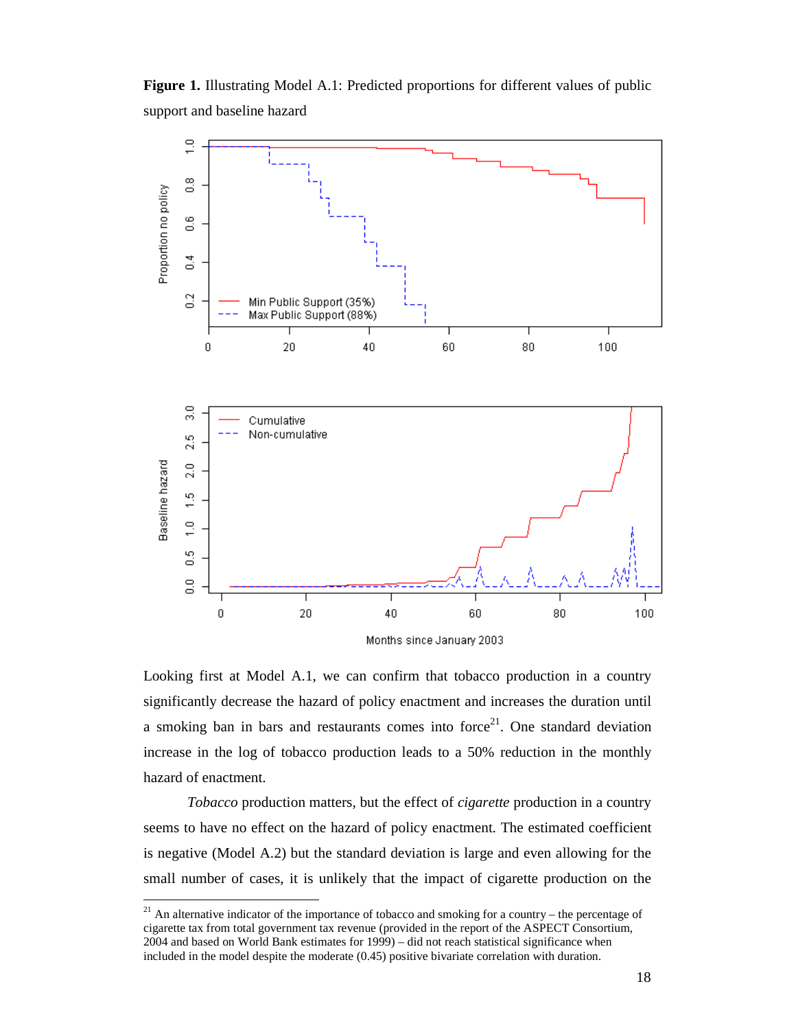**Figure 1.** Illustrating Model A.1: Predicted proportions for different values of public support and baseline hazard

Looking first at Model A.1, we can confirm that tobacco production in a country significantly decrease the hazard of policy enactment and increases the duration until a smoking ban in bars and restaurants comes into force[21]. One standard deviation increase in the log of tobacco production leads to a 50% reduction in the monthly hazard of enactment.

*Tobacco* production matters, but the effect of *cigarette* production in a country seems to have no effect on the hazard of policy enactment. The estimated coefficient is negative (Model A.2) but the standard deviation is large and even allowing for the small number of cases, it is unlikely that the impact of cigarette production on the

[21] An alternative indicator of the importance of tobacco and smoking for a country – the percentage of cigarette tax from total government tax revenue (provided in the report of the ASPECT Consortium, 2004 and based on World Bank estimates for 1999) – did not reach statistical significance when included in the model despite the moderate (0.45) positive bivariate correlation with duration.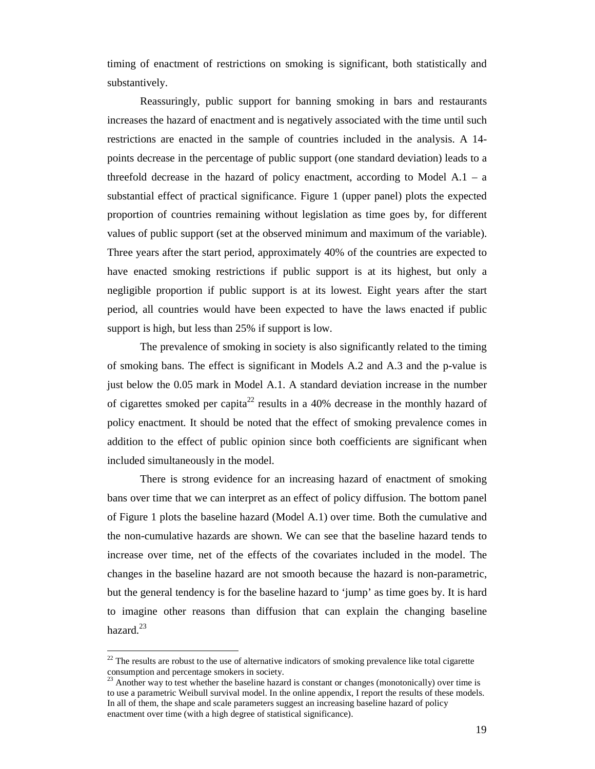timing of enactment of restrictions on smoking is significant, both statistically and substantively.

Reassuringly, public support for banning smoking in bars and restaurants increases the hazard of enactment and is negatively associated with the time until such restrictions are enacted in the sample of countries included in the analysis. A 14-points decrease in the percentage of public support (one standard deviation) leads to a threefold decrease in the hazard of policy enactment, according to Model A.1 – a substantial effect of practical significance. Figure 1 (upper panel) plots the expected proportion of countries remaining without legislation as time goes by, for different values of public support (set at the observed minimum and maximum of the variable). Three years after the start period, approximately 40% of the countries are expected to have enacted smoking restrictions if public support is at its highest, but only a negligible proportion if public support is at its lowest. Eight years after the start period, all countries would have been expected to have the laws enacted if public support is high, but less than 25% if support is low.

The prevalence of smoking in society is also significantly related to the timing of smoking bans. The effect is significant in Models A.2 and A.3 and the p-value is just below the 0.05 mark in Model A.1. A standard deviation increase in the number of cigarettes smoked per capita[22] results in a 40% decrease in the monthly hazard of policy enactment. It should be noted that the effect of smoking prevalence comes in addition to the effect of public opinion since both coefficients are significant when included simultaneously in the model.

There is strong evidence for an increasing hazard of enactment of smoking bans over time that we can interpret as an effect of policy diffusion. The bottom panel of Figure 1 plots the baseline hazard (Model A.1) over time. Both the cumulative and the non-cumulative hazards are shown. We can see that the baseline hazard tends to increase over time, net of the effects of the covariates included in the model. The changes in the baseline hazard are not smooth because the hazard is non-parametric, but the general tendency is for the baseline hazard to 'jump' as time goes by. It is hard to imagine other reasons than diffusion that can explain the changing baseline hazard.[23]

---

[22] The results are robust to the use of alternative indicators of smoking prevalence like total cigarette consumption and percentage smokers in society.

[23] Another way to test whether the baseline hazard is constant or changes (monotonically) over time is to use a parametric Weibull survival model. In the online appendix, I report the results of these models. In all of them, the shape and scale parameters suggest an increasing baseline hazard of policy enactment over time (with a high degree of statistical significance).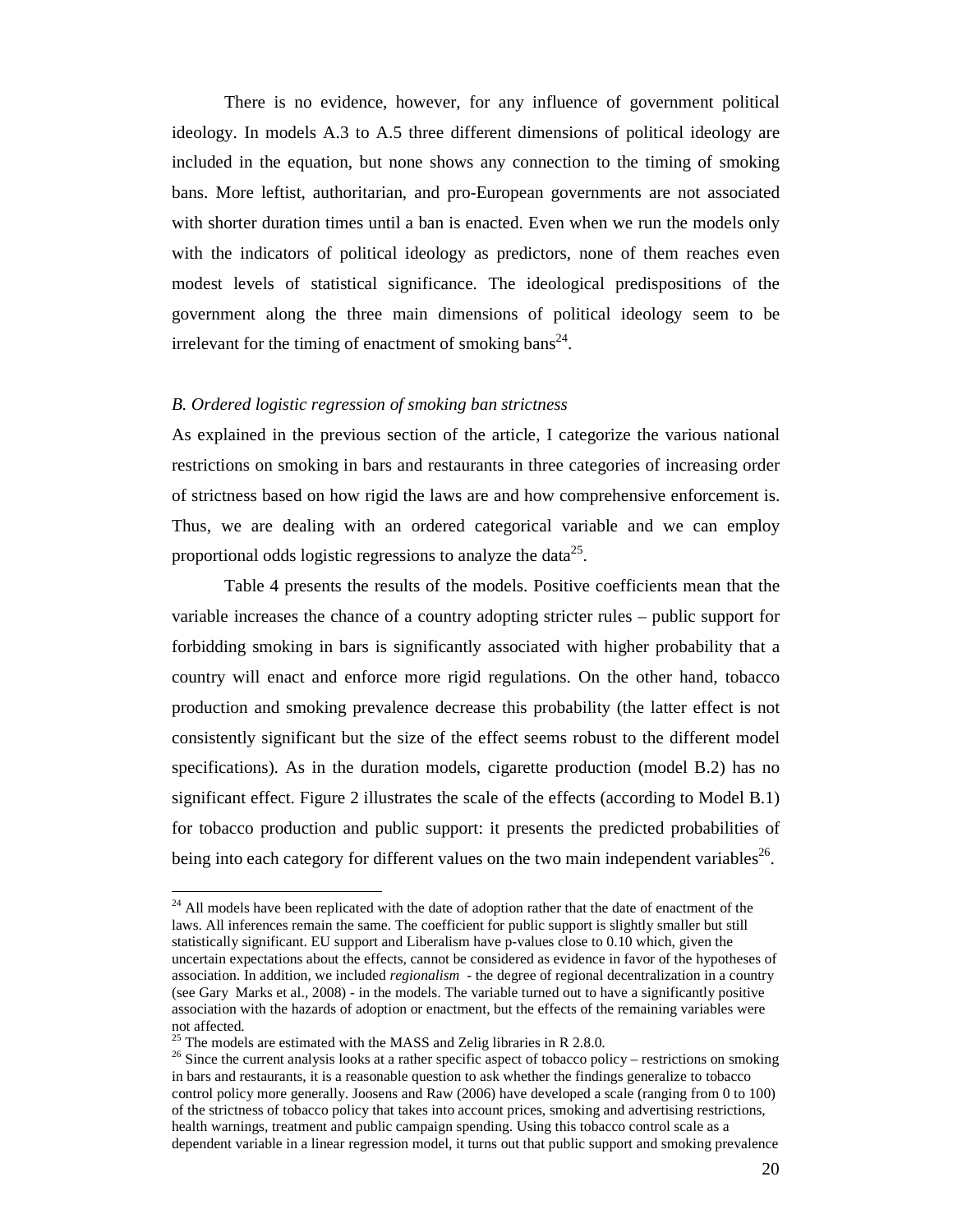There is no evidence, however, for any influence of government political ideology. In models A.3 to A.5 three different dimensions of political ideology are included in the equation, but none shows any connection to the timing of smoking bans. More leftist, authoritarian, and pro-European governments are not associated with shorter duration times until a ban is enacted. Even when we run the models only with the indicators of political ideology as predictors, none of them reaches even modest levels of statistical significance. The ideological predispositions of the government along the three main dimensions of political ideology seem to be irrelevant for the timing of enactment of smoking bans[24].

*B. Ordered logistic regression of smoking ban strictness*

As explained in the previous section of the article, I categorize the various national restrictions on smoking in bars and restaurants in three categories of increasing order of strictness based on how rigid the laws are and how comprehensive enforcement is. Thus, we are dealing with an ordered categorical variable and we can employ proportional odds logistic regressions to analyze the data[25].

Table 4 presents the results of the models. Positive coefficients mean that the variable increases the chance of a country adopting stricter rules – public support for forbidding smoking in bars is significantly associated with higher probability that a country will enact and enforce more rigid regulations. On the other hand, tobacco production and smoking prevalence decrease this probability (the latter effect is not consistently significant but the size of the effect seems robust to the different model specifications). As in the duration models, cigarette production (model B.2) has no significant effect. Figure 2 illustrates the scale of the effects (according to Model B.1) for tobacco production and public support: it presents the predicted probabilities of being into each category for different values on the two main independent variables[26].

---

[24] All models have been replicated with the date of adoption rather that the date of enactment of the laws. All inferences remain the same. The coefficient for public support is slightly smaller but still statistically significant. EU support and Liberalism have p-values close to 0.10 which, given the uncertain expectations about the effects, cannot be considered as evidence in favor of the hypotheses of association. In addition, we included *regionalism* - the degree of regional decentralization in a country (see Gary Marks et al., 2008) - in the models. The variable turned out to have a significantly positive association with the hazards of adoption or enactment, but the effects of the remaining variables were not affected.

[25] The models are estimated with the MASS and Zelig libraries in R 2.8.0.

[26] Since the current analysis looks at a rather specific aspect of tobacco policy – restrictions on smoking in bars and restaurants, it is a reasonable question to ask whether the findings generalize to tobacco control policy more generally. Joosens and Raw (2006) have developed a scale (ranging from 0 to 100) of the strictness of tobacco policy that takes into account prices, smoking and advertising restrictions, health warnings, treatment and public campaign spending. Using this tobacco control scale as a dependent variable in a linear regression model, it turns out that public support and smoking prevalence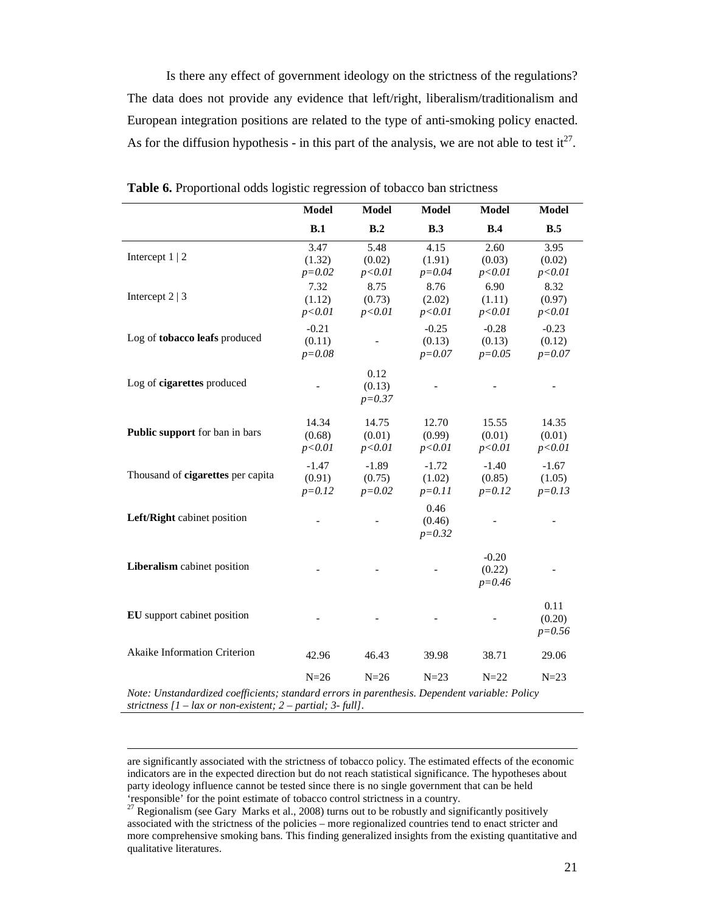Is there any effect of government ideology on the strictness of the regulations? The data does not provide any evidence that left/right, liberalism/traditionalism and European integration positions are related to the type of anti-smoking policy enacted. As for the diffusion hypothesis - in this part of the analysis, we are not able to test it[27].

**Table 6.** Proportional odds logistic regression of tobacco ban strictness

| | Model B.1 | Model B.2 | Model B.3 | Model B.4 | Model B.5 |
|---|---|---|---|---|---|
| Intercept 1 \| 2 | 3.47 (1.32) *p=0.02* | 5.48 (0.02) *p<0.01* | 4.15 (1.91) *p=0.04* | 2.60 (0.03) *p<0.01* | 3.95 (0.02) *p<0.01* |
| Intercept 2 \| 3 | 7.32 (1.12) *p<0.01* | 8.75 (0.73) *p<0.01* | 8.76 (2.02) *p<0.01* | 6.90 (1.11) *p<0.01* | 8.32 (0.97) *p<0.01* |
| Log of **tobacco leafs** produced | -0.21 (0.11) *p=0.08* | - | -0.25 (0.13) *p=0.07* | -0.28 (0.13) *p=0.05* | -0.23 (0.12) *p=0.07* |
| Log of **cigarettes** produced | - | 0.12 (0.13) *p=0.37* | - | - | - |
| **Public support** for ban in bars | 14.34 (0.68) *p<0.01* | 14.75 (0.01) *p<0.01* | 12.70 (0.99) *p<0.01* | 15.55 (0.01) *p<0.01* | 14.35 (0.01) *p<0.01* |
| Thousand of **cigarettes** per capita | -1.47 (0.91) *p=0.12* | -1.89 (0.75) *p=0.02* | -1.72 (1.02) *p=0.11* | -1.40 (0.85) *p=0.12* | -1.67 (1.05) *p=0.13* |
| **Left/Right** cabinet position | - | - | 0.46 (0.46) *p=0.32* | - | - |
| **Liberalism** cabinet position | - | - | - | -0.20 (0.22) *p=0.46* | - |
| **EU** support cabinet position | - | - | - | - | 0.11 (0.20) *p=0.56* |
| Akaike Information Criterion | 42.96 | 46.43 | 39.98 | 38.71 | 29.06 |
| | N=26 | N=26 | N=23 | N=22 | N=23 |

*Note: Unstandardized coefficients; standard errors in parenthesis. Dependent variable: Policy strictness [1 – lax or non-existent; 2 – partial; 3- full].*

---

are significantly associated with the strictness of tobacco policy. The estimated effects of the economic indicators are in the expected direction but do not reach statistical significance. The hypotheses about party ideology influence cannot be tested since there is no single government that can be held 'responsible' for the point estimate of tobacco control strictness in a country.

[27] Regionalism (see Gary Marks et al., 2008) turns out to be robustly and significantly positively associated with the strictness of the policies – more regionalized countries tend to enact stricter and more comprehensive smoking bans. This finding generalized insights from the existing quantitative and qualitative literatures.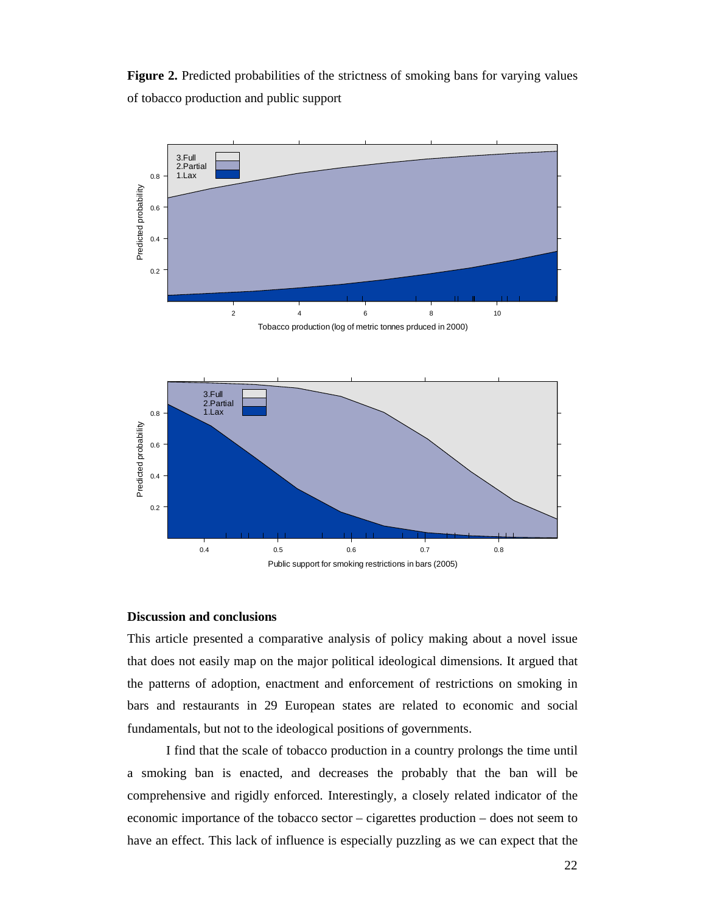**Figure 2.** Predicted probabilities of the strictness of smoking bans for varying values of tobacco production and public support

## Discussion and conclusions

This article presented a comparative analysis of policy making about a novel issue that does not easily map on the major political ideological dimensions. It argued that the patterns of adoption, enactment and enforcement of restrictions on smoking in bars and restaurants in 29 European states are related to economic and social fundamentals, but not to the ideological positions of governments.

I find that the scale of tobacco production in a country prolongs the time until a smoking ban is enacted, and decreases the probably that the ban will be comprehensive and rigidly enforced. Interestingly, a closely related indicator of the economic importance of the tobacco sector – cigarettes production – does not seem to have an effect. This lack of influence is especially puzzling as we can expect that the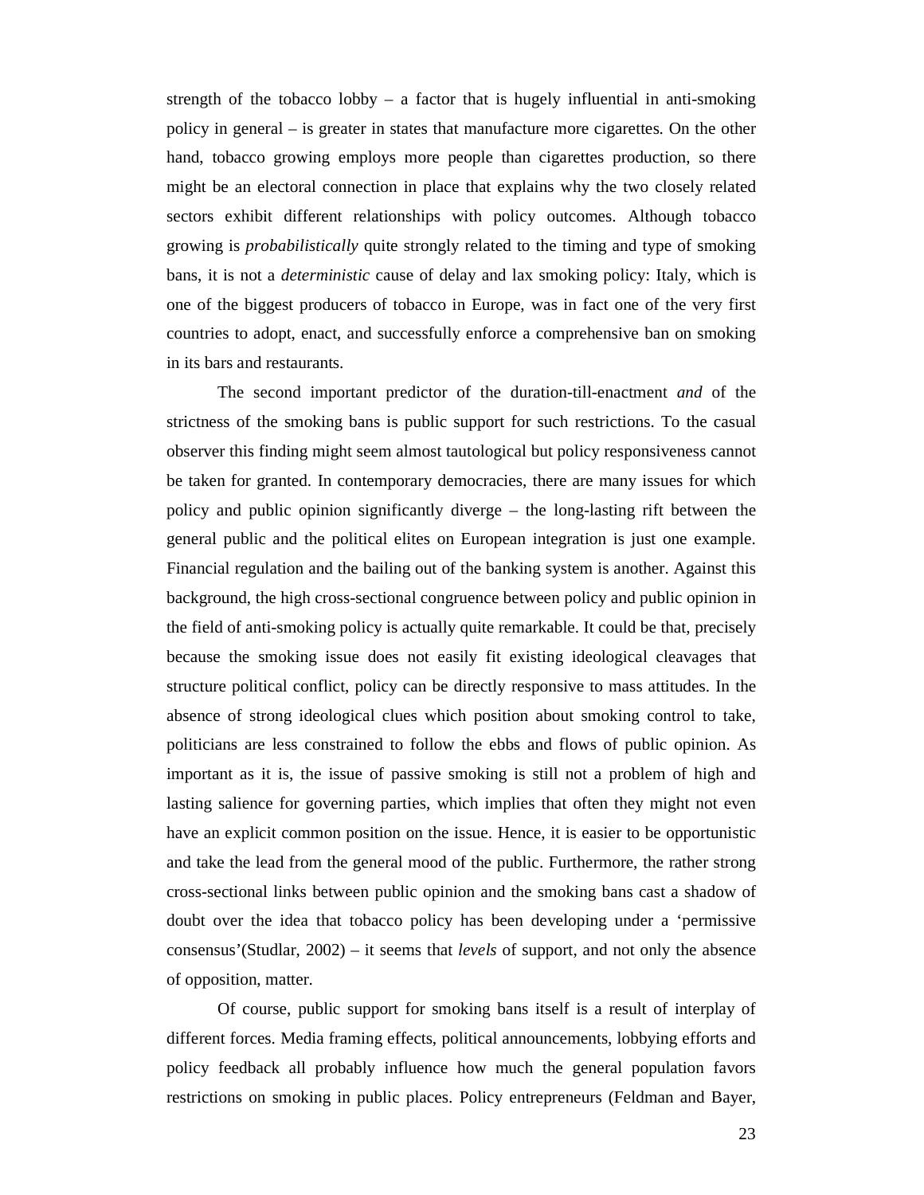strength of the tobacco lobby – a factor that is hugely influential in anti-smoking policy in general – is greater in states that manufacture more cigarettes. On the other hand, tobacco growing employs more people than cigarettes production, so there might be an electoral connection in place that explains why the two closely related sectors exhibit different relationships with policy outcomes. Although tobacco growing is *probabilistically* quite strongly related to the timing and type of smoking bans, it is not a *deterministic* cause of delay and lax smoking policy: Italy, which is one of the biggest producers of tobacco in Europe, was in fact one of the very first countries to adopt, enact, and successfully enforce a comprehensive ban on smoking in its bars and restaurants.

The second important predictor of the duration-till-enactment *and* of the strictness of the smoking bans is public support for such restrictions. To the casual observer this finding might seem almost tautological but policy responsiveness cannot be taken for granted. In contemporary democracies, there are many issues for which policy and public opinion significantly diverge – the long-lasting rift between the general public and the political elites on European integration is just one example. Financial regulation and the bailing out of the banking system is another. Against this background, the high cross-sectional congruence between policy and public opinion in the field of anti-smoking policy is actually quite remarkable. It could be that, precisely because the smoking issue does not easily fit existing ideological cleavages that structure political conflict, policy can be directly responsive to mass attitudes. In the absence of strong ideological clues which position about smoking control to take, politicians are less constrained to follow the ebbs and flows of public opinion. As important as it is, the issue of passive smoking is still not a problem of high and lasting salience for governing parties, which implies that often they might not even have an explicit common position on the issue. Hence, it is easier to be opportunistic and take the lead from the general mood of the public. Furthermore, the rather strong cross-sectional links between public opinion and the smoking bans cast a shadow of doubt over the idea that tobacco policy has been developing under a 'permissive consensus'(Studlar, 2002) – it seems that *levels* of support, and not only the absence of opposition, matter.

Of course, public support for smoking bans itself is a result of interplay of different forces. Media framing effects, political announcements, lobbying efforts and policy feedback all probably influence how much the general population favors restrictions on smoking in public places. Policy entrepreneurs (Feldman and Bayer,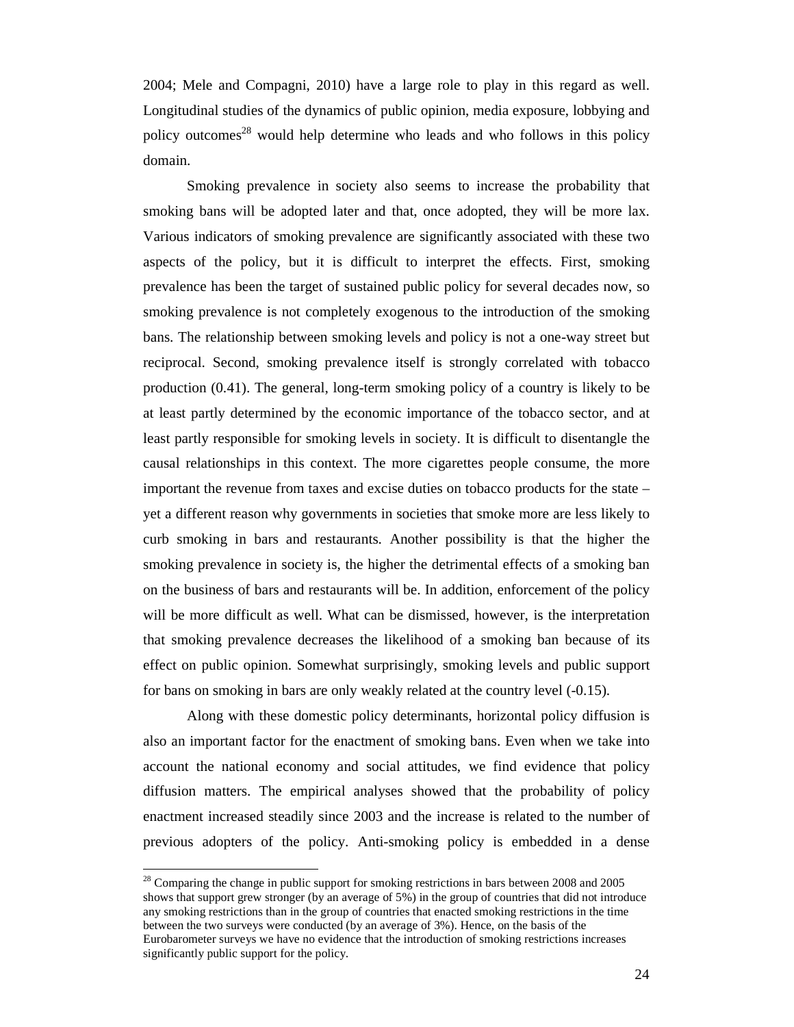2004; Mele and Compagni, 2010) have a large role to play in this regard as well. Longitudinal studies of the dynamics of public opinion, media exposure, lobbying and policy outcomes[28] would help determine who leads and who follows in this policy domain.

Smoking prevalence in society also seems to increase the probability that smoking bans will be adopted later and that, once adopted, they will be more lax. Various indicators of smoking prevalence are significantly associated with these two aspects of the policy, but it is difficult to interpret the effects. First, smoking prevalence has been the target of sustained public policy for several decades now, so smoking prevalence is not completely exogenous to the introduction of the smoking bans. The relationship between smoking levels and policy is not a one-way street but reciprocal. Second, smoking prevalence itself is strongly correlated with tobacco production (0.41). The general, long-term smoking policy of a country is likely to be at least partly determined by the economic importance of the tobacco sector, and at least partly responsible for smoking levels in society. It is difficult to disentangle the causal relationships in this context. The more cigarettes people consume, the more important the revenue from taxes and excise duties on tobacco products for the state – yet a different reason why governments in societies that smoke more are less likely to curb smoking in bars and restaurants. Another possibility is that the higher the smoking prevalence in society is, the higher the detrimental effects of a smoking ban on the business of bars and restaurants will be. In addition, enforcement of the policy will be more difficult as well. What can be dismissed, however, is the interpretation that smoking prevalence decreases the likelihood of a smoking ban because of its effect on public opinion. Somewhat surprisingly, smoking levels and public support for bans on smoking in bars are only weakly related at the country level (-0.15).

Along with these domestic policy determinants, horizontal policy diffusion is also an important factor for the enactment of smoking bans. Even when we take into account the national economy and social attitudes, we find evidence that policy diffusion matters. The empirical analyses showed that the probability of policy enactment increased steadily since 2003 and the increase is related to the number of previous adopters of the policy. Anti-smoking policy is embedded in a dense

[28] Comparing the change in public support for smoking restrictions in bars between 2008 and 2005 shows that support grew stronger (by an average of 5%) in the group of countries that did not introduce any smoking restrictions than in the group of countries that enacted smoking restrictions in the time between the two surveys were conducted (by an average of 3%). Hence, on the basis of the Eurobarometer surveys we have no evidence that the introduction of smoking restrictions increases significantly public support for the policy.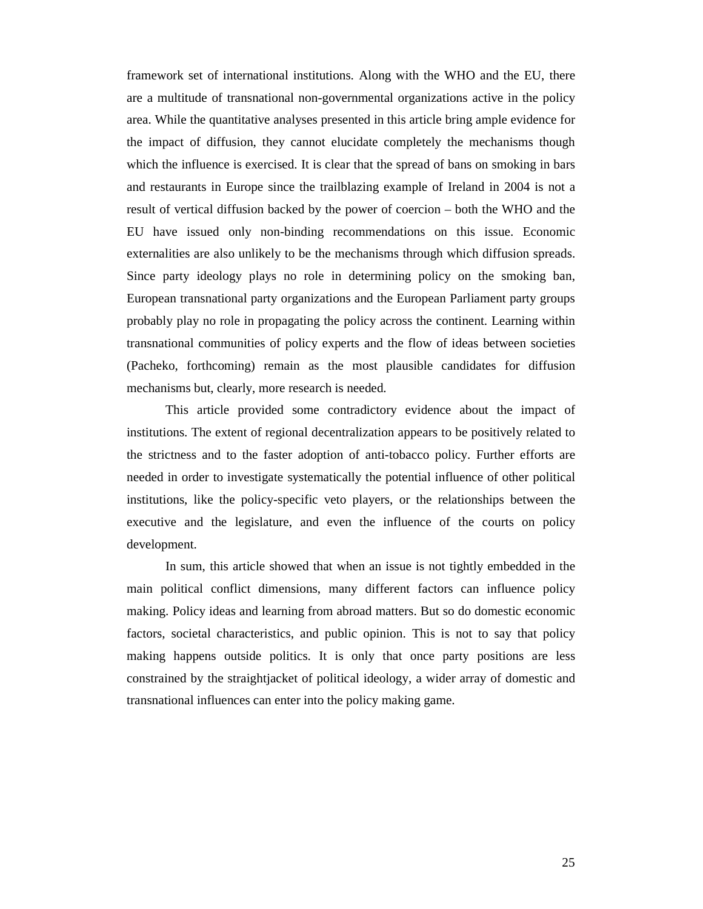framework set of international institutions. Along with the WHO and the EU, there are a multitude of transnational non-governmental organizations active in the policy area. While the quantitative analyses presented in this article bring ample evidence for the impact of diffusion, they cannot elucidate completely the mechanisms though which the influence is exercised. It is clear that the spread of bans on smoking in bars and restaurants in Europe since the trailblazing example of Ireland in 2004 is not a result of vertical diffusion backed by the power of coercion – both the WHO and the EU have issued only non-binding recommendations on this issue. Economic externalities are also unlikely to be the mechanisms through which diffusion spreads. Since party ideology plays no role in determining policy on the smoking ban, European transnational party organizations and the European Parliament party groups probably play no role in propagating the policy across the continent. Learning within transnational communities of policy experts and the flow of ideas between societies (Pacheko, forthcoming) remain as the most plausible candidates for diffusion mechanisms but, clearly, more research is needed.

This article provided some contradictory evidence about the impact of institutions. The extent of regional decentralization appears to be positively related to the strictness and to the faster adoption of anti-tobacco policy. Further efforts are needed in order to investigate systematically the potential influence of other political institutions, like the policy-specific veto players, or the relationships between the executive and the legislature, and even the influence of the courts on policy development.

In sum, this article showed that when an issue is not tightly embedded in the main political conflict dimensions, many different factors can influence policy making. Policy ideas and learning from abroad matters. But so do domestic economic factors, societal characteristics, and public opinion. This is not to say that policy making happens outside politics. It is only that once party positions are less constrained by the straightjacket of political ideology, a wider array of domestic and transnational influences can enter into the policy making game.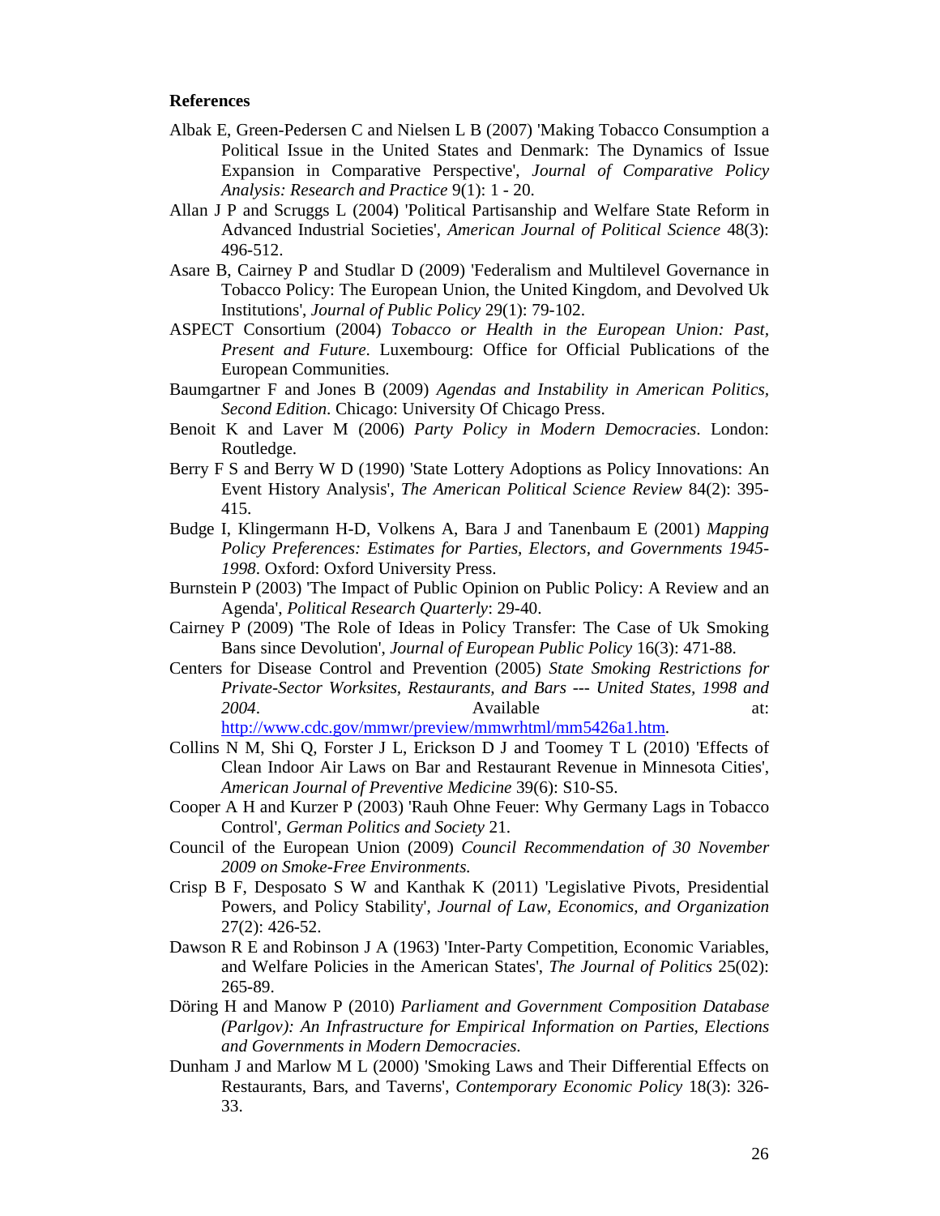**References**

Albak E, Green-Pedersen C and Nielsen L B (2007) 'Making Tobacco Consumption a Political Issue in the United States and Denmark: The Dynamics of Issue Expansion in Comparative Perspective', *Journal of Comparative Policy Analysis: Research and Practice* 9(1): 1 - 20.

Allan J P and Scruggs L (2004) 'Political Partisanship and Welfare State Reform in Advanced Industrial Societies', *American Journal of Political Science* 48(3): 496-512.

Asare B, Cairney P and Studlar D (2009) 'Federalism and Multilevel Governance in Tobacco Policy: The European Union, the United Kingdom, and Devolved Uk Institutions', *Journal of Public Policy* 29(1): 79-102.

ASPECT Consortium (2004) *Tobacco or Health in the European Union: Past, Present and Future*. Luxembourg: Office for Official Publications of the European Communities.

Baumgartner F and Jones B (2009) *Agendas and Instability in American Politics, Second Edition*. Chicago: University Of Chicago Press.

Benoit K and Laver M (2006) *Party Policy in Modern Democracies*. London: Routledge.

Berry F S and Berry W D (1990) 'State Lottery Adoptions as Policy Innovations: An Event History Analysis', *The American Political Science Review* 84(2): 395-415.

Budge I, Klingermann H-D, Volkens A, Bara J and Tanenbaum E (2001) *Mapping Policy Preferences: Estimates for Parties, Electors, and Governments 1945-1998*. Oxford: Oxford University Press.

Burnstein P (2003) 'The Impact of Public Opinion on Public Policy: A Review and an Agenda', *Political Research Quarterly*: 29-40.

Cairney P (2009) 'The Role of Ideas in Policy Transfer: The Case of Uk Smoking Bans since Devolution', *Journal of European Public Policy* 16(3): 471-88.

Centers for Disease Control and Prevention (2005) *State Smoking Restrictions for Private-Sector Worksites, Restaurants, and Bars --- United States, 1998 and 2004*. Available at: http://www.cdc.gov/mmwr/preview/mmwrhtml/mm5426a1.htm.

Collins N M, Shi Q, Forster J L, Erickson D J and Toomey T L (2010) 'Effects of Clean Indoor Air Laws on Bar and Restaurant Revenue in Minnesota Cities', *American Journal of Preventive Medicine* 39(6): S10-S5.

Cooper A H and Kurzer P (2003) 'Rauh Ohne Feuer: Why Germany Lags in Tobacco Control', *German Politics and Society* 21.

Council of the European Union (2009) *Council Recommendation of 30 November 2009 on Smoke-Free Environments.*

Crisp B F, Desposato S W and Kanthak K (2011) 'Legislative Pivots, Presidential Powers, and Policy Stability', *Journal of Law, Economics, and Organization* 27(2): 426-52.

Dawson R E and Robinson J A (1963) 'Inter-Party Competition, Economic Variables, and Welfare Policies in the American States', *The Journal of Politics* 25(02): 265-89.

Döring H and Manow P (2010) *Parliament and Government Composition Database (Parlgov): An Infrastructure for Empirical Information on Parties, Elections and Governments in Modern Democracies.*

Dunham J and Marlow M L (2000) 'Smoking Laws and Their Differential Effects on Restaurants, Bars, and Taverns', *Contemporary Economic Policy* 18(3): 326-33.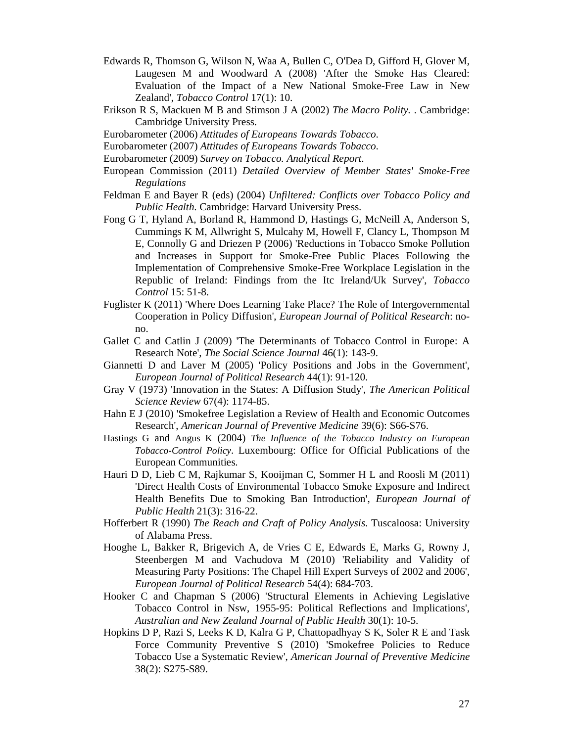Edwards R, Thomson G, Wilson N, Waa A, Bullen C, O'Dea D, Gifford H, Glover M, Laugesen M and Woodward A (2008) 'After the Smoke Has Cleared: Evaluation of the Impact of a New National Smoke-Free Law in New Zealand', *Tobacco Control* 17(1): 10.

Erikson R S, Mackuen M B and Stimson J A (2002) *The Macro Polity*. . Cambridge: Cambridge University Press.

Eurobarometer (2006) *Attitudes of Europeans Towards Tobacco*.

Eurobarometer (2007) *Attitudes of Europeans Towards Tobacco*.

Eurobarometer (2009) *Survey on Tobacco. Analytical Report*.

European Commission (2011) *Detailed Overview of Member States' Smoke-Free Regulations*

Feldman E and Bayer R (eds) (2004) *Unfiltered: Conflicts over Tobacco Policy and Public Health*. Cambridge: Harvard University Press.

Fong G T, Hyland A, Borland R, Hammond D, Hastings G, McNeill A, Anderson S, Cummings K M, Allwright S, Mulcahy M, Howell F, Clancy L, Thompson M E, Connolly G and Driezen P (2006) 'Reductions in Tobacco Smoke Pollution and Increases in Support for Smoke-Free Public Places Following the Implementation of Comprehensive Smoke-Free Workplace Legislation in the Republic of Ireland: Findings from the Itc Ireland/Uk Survey', *Tobacco Control* 15: 51-8.

Fuglister K (2011) 'Where Does Learning Take Place? The Role of Intergovernmental Cooperation in Policy Diffusion', *European Journal of Political Research*: no-no.

Gallet C and Catlin J (2009) 'The Determinants of Tobacco Control in Europe: A Research Note', *The Social Science Journal* 46(1): 143-9.

Giannetti D and Laver M (2005) 'Policy Positions and Jobs in the Government', *European Journal of Political Research* 44(1): 91-120.

Gray V (1973) 'Innovation in the States: A Diffusion Study', *The American Political Science Review* 67(4): 1174-85.

Hahn E J (2010) 'Smokefree Legislation a Review of Health and Economic Outcomes Research', *American Journal of Preventive Medicine* 39(6): S66-S76.

Hastings G and Angus K (2004) *The Influence of the Tobacco Industry on European Tobacco-Control Policy*. Luxembourg: Office for Official Publications of the European Communities.

Hauri D D, Lieb C M, Rajkumar S, Kooijman C, Sommer H L and Roosli M (2011) 'Direct Health Costs of Environmental Tobacco Smoke Exposure and Indirect Health Benefits Due to Smoking Ban Introduction', *European Journal of Public Health* 21(3): 316-22.

Hofferbert R (1990) *The Reach and Craft of Policy Analysis*. Tuscaloosa: University of Alabama Press.

Hooghe L, Bakker R, Brigevich A, de Vries C E, Edwards E, Marks G, Rowny J, Steenbergen M and Vachudova M (2010) 'Reliability and Validity of Measuring Party Positions: The Chapel Hill Expert Surveys of 2002 and 2006', *European Journal of Political Research* 54(4): 684-703.

Hooker C and Chapman S (2006) 'Structural Elements in Achieving Legislative Tobacco Control in Nsw, 1955-95: Political Reflections and Implications', *Australian and New Zealand Journal of Public Health* 30(1): 10-5.

Hopkins D P, Razi S, Leeks K D, Kalra G P, Chattopadhyay S K, Soler R E and Task Force Community Preventive S (2010) 'Smokefree Policies to Reduce Tobacco Use a Systematic Review', *American Journal of Preventive Medicine* 38(2): S275-S89.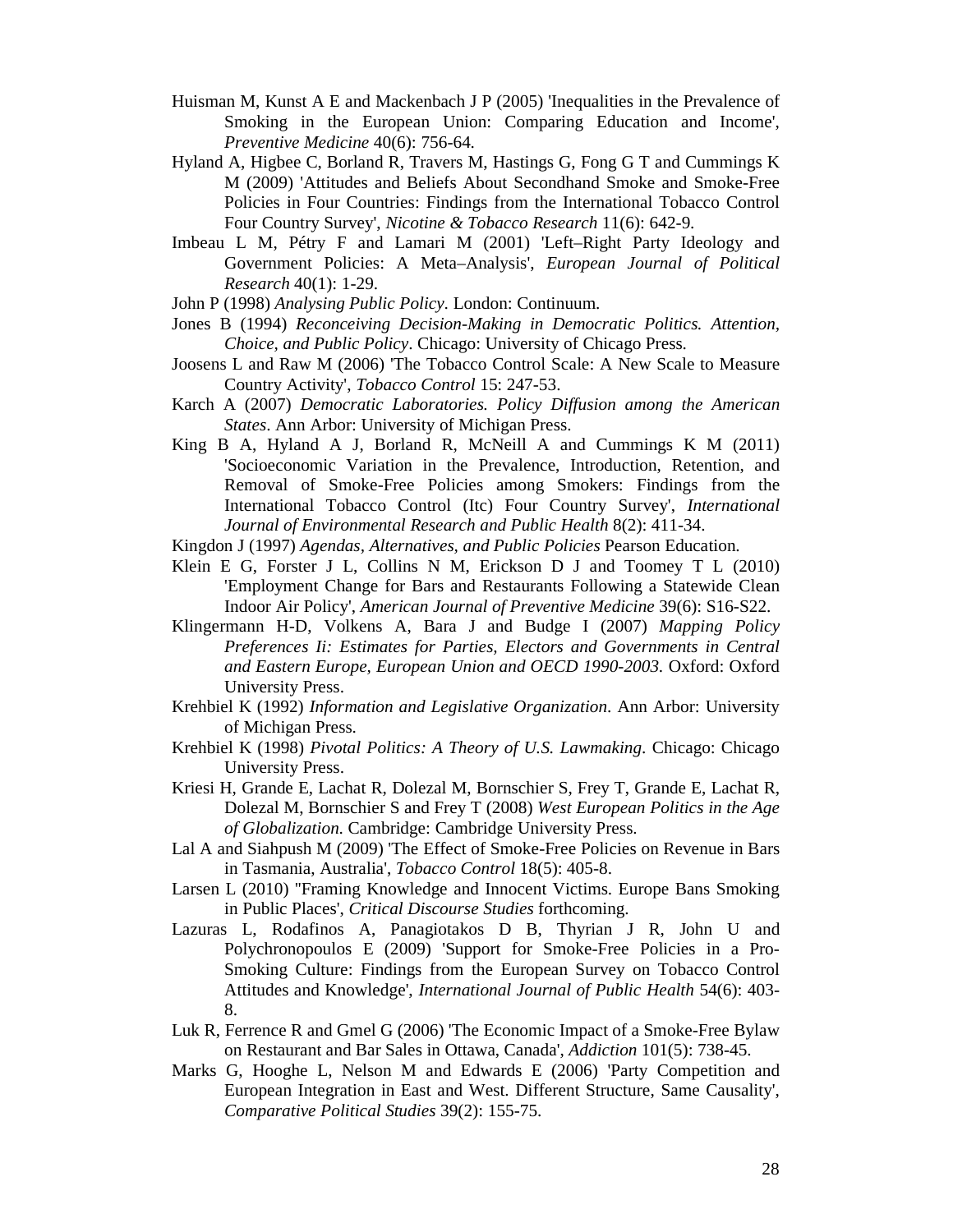Huisman M, Kunst A E and Mackenbach J P (2005) 'Inequalities in the Prevalence of Smoking in the European Union: Comparing Education and Income', *Preventive Medicine* 40(6): 756-64.

Hyland A, Higbee C, Borland R, Travers M, Hastings G, Fong G T and Cummings K M (2009) 'Attitudes and Beliefs About Secondhand Smoke and Smoke-Free Policies in Four Countries: Findings from the International Tobacco Control Four Country Survey', *Nicotine & Tobacco Research* 11(6): 642-9.

Imbeau L M, Pétry F and Lamari M (2001) 'Left–Right Party Ideology and Government Policies: A Meta–Analysis', *European Journal of Political Research* 40(1): 1-29.

John P (1998) *Analysing Public Policy*. London: Continuum.

Jones B (1994) *Reconceiving Decision-Making in Democratic Politics. Attention, Choice, and Public Policy*. Chicago: University of Chicago Press.

Joosens L and Raw M (2006) 'The Tobacco Control Scale: A New Scale to Measure Country Activity', *Tobacco Control* 15: 247-53.

Karch A (2007) *Democratic Laboratories. Policy Diffusion among the American States*. Ann Arbor: University of Michigan Press.

King B A, Hyland A J, Borland R, McNeill A and Cummings K M (2011) 'Socioeconomic Variation in the Prevalence, Introduction, Retention, and Removal of Smoke-Free Policies among Smokers: Findings from the International Tobacco Control (Itc) Four Country Survey', *International Journal of Environmental Research and Public Health* 8(2): 411-34.

Kingdon J (1997) *Agendas, Alternatives, and Public Policies* Pearson Education.

Klein E G, Forster J L, Collins N M, Erickson D J and Toomey T L (2010) 'Employment Change for Bars and Restaurants Following a Statewide Clean Indoor Air Policy', *American Journal of Preventive Medicine* 39(6): S16-S22.

Klingermann H-D, Volkens A, Bara J and Budge I (2007) *Mapping Policy Preferences Ii: Estimates for Parties, Electors and Governments in Central and Eastern Europe, European Union and OECD 1990-2003*. Oxford: Oxford University Press.

Krehbiel K (1992) *Information and Legislative Organization*. Ann Arbor: University of Michigan Press.

Krehbiel K (1998) *Pivotal Politics: A Theory of U.S. Lawmaking*. Chicago: Chicago University Press.

Kriesi H, Grande E, Lachat R, Dolezal M, Bornschier S, Frey T, Grande E, Lachat R, Dolezal M, Bornschier S and Frey T (2008) *West European Politics in the Age of Globalization*. Cambridge: Cambridge University Press.

Lal A and Siahpush M (2009) 'The Effect of Smoke-Free Policies on Revenue in Bars in Tasmania, Australia', *Tobacco Control* 18(5): 405-8.

Larsen L (2010) ''Framing Knowledge and Innocent Victims. Europe Bans Smoking in Public Places', *Critical Discourse Studies* forthcoming.

Lazuras L, Rodafinos A, Panagiotakos D B, Thyrian J R, John U and Polychronopoulos E (2009) 'Support for Smoke-Free Policies in a Pro-Smoking Culture: Findings from the European Survey on Tobacco Control Attitudes and Knowledge', *International Journal of Public Health* 54(6): 403-8.

Luk R, Ferrence R and Gmel G (2006) 'The Economic Impact of a Smoke-Free Bylaw on Restaurant and Bar Sales in Ottawa, Canada', *Addiction* 101(5): 738-45.

Marks G, Hooghe L, Nelson M and Edwards E (2006) 'Party Competition and European Integration in East and West. Different Structure, Same Causality', *Comparative Political Studies* 39(2): 155-75.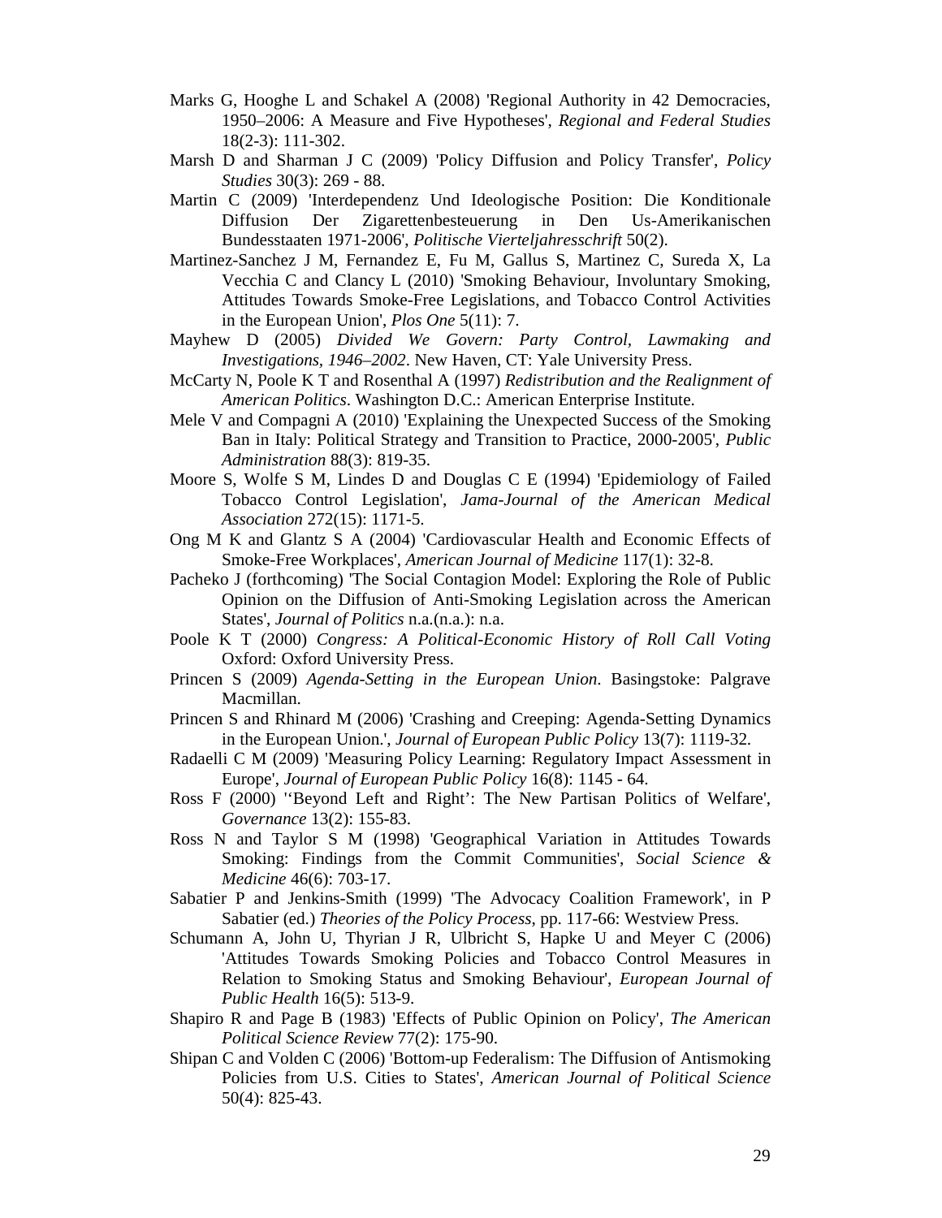Marks G, Hooghe L and Schakel A (2008) 'Regional Authority in 42 Democracies, 1950–2006: A Measure and Five Hypotheses', *Regional and Federal Studies* 18(2-3): 111-302.

Marsh D and Sharman J C (2009) 'Policy Diffusion and Policy Transfer', *Policy Studies* 30(3): 269 - 88.

Martin C (2009) 'Interdependenz Und Ideologische Position: Die Konditionale Diffusion Der Zigarettenbesteuerung in Den Us-Amerikanischen Bundesstaaten 1971-2006', *Politische Vierteljahresschrift* 50(2).

Martinez-Sanchez J M, Fernandez E, Fu M, Gallus S, Martinez C, Sureda X, La Vecchia C and Clancy L (2010) 'Smoking Behaviour, Involuntary Smoking, Attitudes Towards Smoke-Free Legislations, and Tobacco Control Activities in the European Union', *Plos One* 5(11): 7.

Mayhew D (2005) *Divided We Govern: Party Control, Lawmaking and Investigations, 1946–2002*. New Haven, CT: Yale University Press.

McCarty N, Poole K T and Rosenthal A (1997) *Redistribution and the Realignment of American Politics*. Washington D.C.: American Enterprise Institute.

Mele V and Compagni A (2010) 'Explaining the Unexpected Success of the Smoking Ban in Italy: Political Strategy and Transition to Practice, 2000-2005', *Public Administration* 88(3): 819-35.

Moore S, Wolfe S M, Lindes D and Douglas C E (1994) 'Epidemiology of Failed Tobacco Control Legislation', *Jama-Journal of the American Medical Association* 272(15): 1171-5.

Ong M K and Glantz S A (2004) 'Cardiovascular Health and Economic Effects of Smoke-Free Workplaces', *American Journal of Medicine* 117(1): 32-8.

Pacheko J (forthcoming) 'The Social Contagion Model: Exploring the Role of Public Opinion on the Diffusion of Anti-Smoking Legislation across the American States', *Journal of Politics* n.a.(n.a.): n.a.

Poole K T (2000) *Congress: A Political-Economic History of Roll Call Voting* Oxford: Oxford University Press.

Princen S (2009) *Agenda-Setting in the European Union*. Basingstoke: Palgrave Macmillan.

Princen S and Rhinard M (2006) 'Crashing and Creeping: Agenda-Setting Dynamics in the European Union.', *Journal of European Public Policy* 13(7): 1119-32.

Radaelli C M (2009) 'Measuring Policy Learning: Regulatory Impact Assessment in Europe', *Journal of European Public Policy* 16(8): 1145 - 64.

Ross F (2000) ''Beyond Left and Right': The New Partisan Politics of Welfare', *Governance* 13(2): 155-83.

Ross N and Taylor S M (1998) 'Geographical Variation in Attitudes Towards Smoking: Findings from the Commit Communities', *Social Science & Medicine* 46(6): 703-17.

Sabatier P and Jenkins-Smith (1999) 'The Advocacy Coalition Framework', in P Sabatier (ed.) *Theories of the Policy Process*, pp. 117-66: Westview Press.

Schumann A, John U, Thyrian J R, Ulbricht S, Hapke U and Meyer C (2006) 'Attitudes Towards Smoking Policies and Tobacco Control Measures in Relation to Smoking Status and Smoking Behaviour', *European Journal of Public Health* 16(5): 513-9.

Shapiro R and Page B (1983) 'Effects of Public Opinion on Policy', *The American Political Science Review* 77(2): 175-90.

Shipan C and Volden C (2006) 'Bottom-up Federalism: The Diffusion of Antismoking Policies from U.S. Cities to States', *American Journal of Political Science* 50(4): 825-43.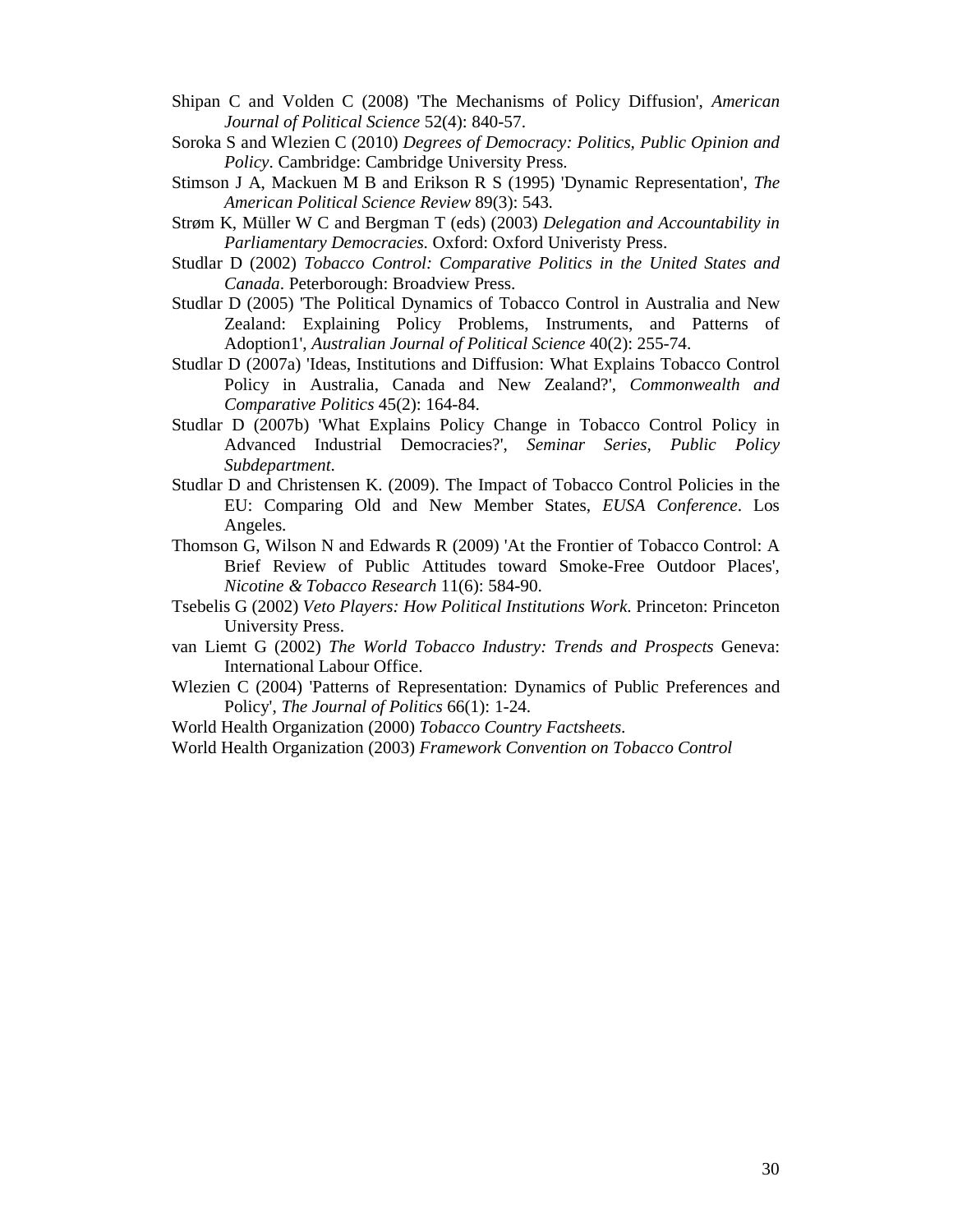Shipan C and Volden C (2008) 'The Mechanisms of Policy Diffusion', *American Journal of Political Science* 52(4): 840-57.

Soroka S and Wlezien C (2010) *Degrees of Democracy: Politics, Public Opinion and Policy*. Cambridge: Cambridge University Press.

Stimson J A, Mackuen M B and Erikson R S (1995) 'Dynamic Representation', *The American Political Science Review* 89(3): 543.

Strøm K, Müller W C and Bergman T (eds) (2003) *Delegation and Accountability in Parliamentary Democracies*. Oxford: Oxford Univeristy Press.

Studlar D (2002) *Tobacco Control: Comparative Politics in the United States and Canada*. Peterborough: Broadview Press.

Studlar D (2005) 'The Political Dynamics of Tobacco Control in Australia and New Zealand: Explaining Policy Problems, Instruments, and Patterns of Adoption1', *Australian Journal of Political Science* 40(2): 255-74.

Studlar D (2007a) 'Ideas, Institutions and Diffusion: What Explains Tobacco Control Policy in Australia, Canada and New Zealand?', *Commonwealth and Comparative Politics* 45(2): 164-84.

Studlar D (2007b) 'What Explains Policy Change in Tobacco Control Policy in Advanced Industrial Democracies?', *Seminar Series, Public Policy Subdepartment*.

Studlar D and Christensen K. (2009). The Impact of Tobacco Control Policies in the EU: Comparing Old and New Member States, *EUSA Conference*. Los Angeles.

Thomson G, Wilson N and Edwards R (2009) 'At the Frontier of Tobacco Control: A Brief Review of Public Attitudes toward Smoke-Free Outdoor Places', *Nicotine & Tobacco Research* 11(6): 584-90.

Tsebelis G (2002) *Veto Players: How Political Institutions Work*. Princeton: Princeton University Press.

van Liemt G (2002) *The World Tobacco Industry: Trends and Prospects* Geneva: International Labour Office.

Wlezien C (2004) 'Patterns of Representation: Dynamics of Public Preferences and Policy', *The Journal of Politics* 66(1): 1-24.

World Health Organization (2000) *Tobacco Country Factsheets*.

World Health Organization (2003) *Framework Convention on Tobacco Control*